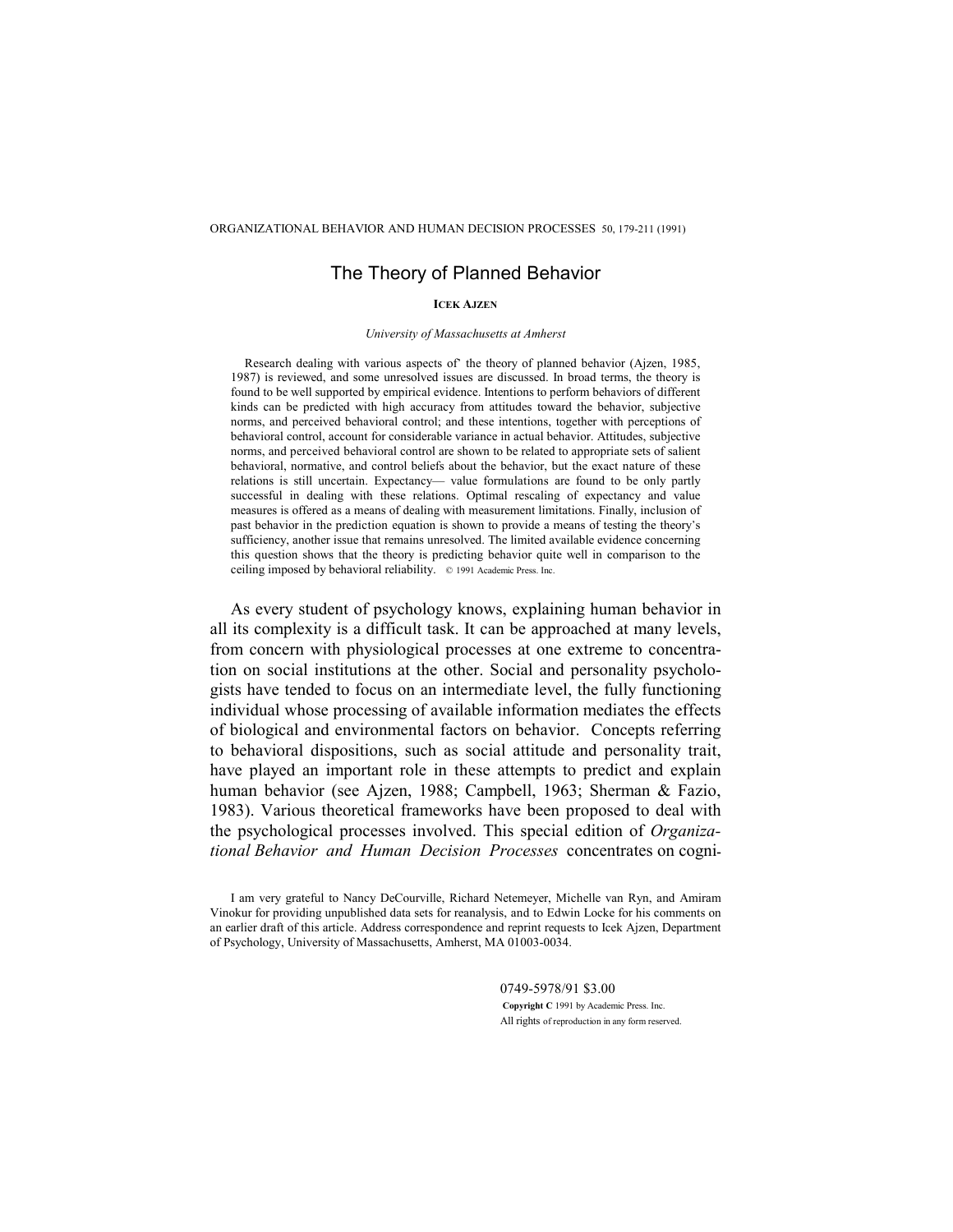ORGANIZATIONAL BEHAVIOR AND HUMAN DECISION PROCESSES 50, 179-211 (1991)

# The Theory of Planned Behavior

**ICEK AJZEN**

*University of Massachusetts at Amherst*

Research dealing with various aspects of` the theory of planned behavior (Ajzen, 1985, 1987) is reviewed, and some unresolved issues are discussed. In broad terms, the theory is found to be well supported by empirical evidence. Intentions to perform behaviors of different kinds can be predicted with high accuracy from attitudes toward the behavior, subjective norms, and perceived behavioral control; and these intentions, together with perceptions of behavioral control, account for considerable variance in actual behavior. Attitudes, subjective norms, and perceived behavioral control are shown to be related to appropriate sets of salient behavioral, normative, and control beliefs about the behavior, but the exact nature of these relations is still uncertain. Expectancy— value formulations are found to be only partly successful in dealing with these relations. Optimal rescaling of expectancy and value measures is offered as a means of dealing with measurement limitations. Finally, inclusion of past behavior in the prediction equation is shown to provide a means of testing the theory's sufficiency, another issue that remains unresolved. The limited available evidence concerning this question shows that the theory is predicting behavior quite well in comparison to the ceiling imposed by behavioral reliability. © 1991 Academic Press. Inc.

As every student of psychology knows, explaining human behavior in all its complexity is a difficult task. It can be approached at many levels, from concern with physiological processes at one extreme to concentration on social institutions at the other. Social and personality psychologists have tended to focus on an intermediate level, the fully functioning individual whose processing of available information mediates the effects of biological and environmental factors on behavior. Concepts referring to behavioral dispositions, such as social attitude and personality trait, have played an important role in these attempts to predict and explain human behavior (see Ajzen, 1988; Campbell, 1963; Sherman & Fazio, 1983). Various theoretical frameworks have been proposed to deal with the psychological processes involved. This special edition of *Organizational Behavior and Human Decision Processes* concentrates on cogni-

I am very grateful to Nancy DeCourville, Richard Netemeyer, Michelle van Ryn, and Amiram Vinokur for providing unpublished data sets for reanalysis, and to Edwin Locke for his comments on an earlier draft of this article. Address correspondence and reprint requests to Icek Ajzen, Department of Psychology, University of Massachusetts, Amherst, MA 01003-0034.

0749-5978/91 $3.00
**Copyright C** 1991 by Academic Press. Inc.
All rights of reproduction in any form reserved.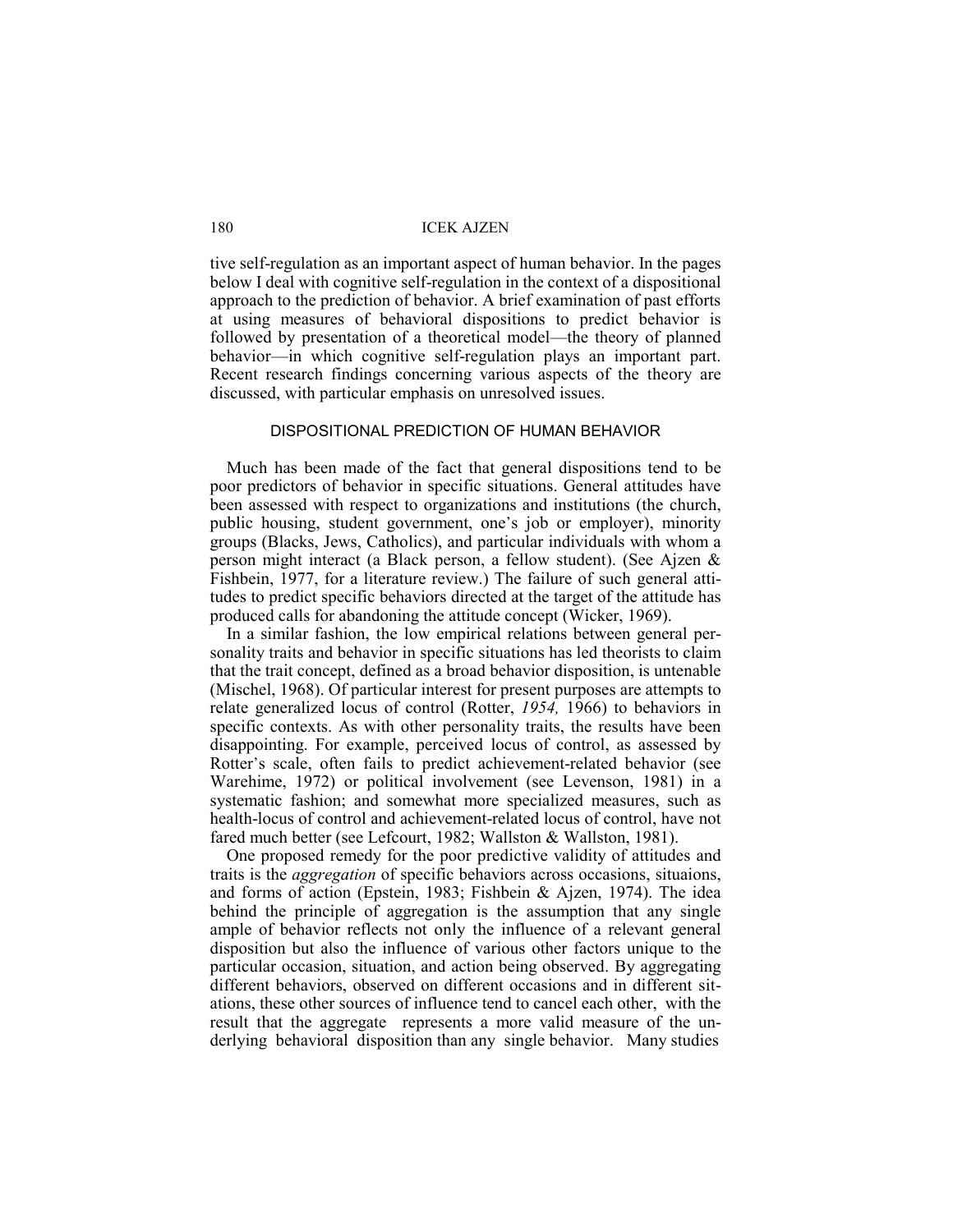tive self-regulation as an important aspect of human behavior. In the pages below I deal with cognitive self-regulation in the context of a dispositional approach to the prediction of behavior. A brief examination of past efforts at using measures of behavioral dispositions to predict behavior is followed by presentation of a theoretical model—the theory of planned behavior—in which cognitive self-regulation plays an important part. Recent research findings concerning various aspects of the theory are discussed, with particular emphasis on unresolved issues.

## DISPOSITIONAL PREDICTION OF HUMAN BEHAVIOR

Much has been made of the fact that general dispositions tend to be poor predictors of behavior in specific situations. General attitudes have been assessed with respect to organizations and institutions (the church, public housing, student government, one's job or employer), minority groups (Blacks, Jews, Catholics), and particular individuals with whom a person might interact (a Black person, a fellow student). (See Ajzen & Fishbein, 1977, for a literature review.) The failure of such general attitudes to predict specific behaviors directed at the target of the attitude has produced calls for abandoning the attitude concept (Wicker, 1969).

In a similar fashion, the low empirical relations between general personality traits and behavior in specific situations has led theorists to claim that the trait concept, defined as a broad behavior disposition, is untenable (Mischel, 1968). Of particular interest for present purposes are attempts to relate generalized locus of control (Rotter, *1954,* 1966) to behaviors in specific contexts. As with other personality traits, the results have been disappointing. For example, perceived locus of control, as assessed by Rotter's scale, often fails to predict achievement-related behavior (see Warehime, 1972) or political involvement (see Levenson, 1981) in a systematic fashion; and somewhat more specialized measures, such as health-locus of control and achievement-related locus of control, have not fared much better (see Lefcourt, 1982; Wallston & Wallston, 1981).

One proposed remedy for the poor predictive validity of attitudes and traits is the *aggregation* of specific behaviors across occasions, situaions, and forms of action (Epstein, 1983; Fishbein & Ajzen, 1974). The idea behind the principle of aggregation is the assumption that any single ample of behavior reflects not only the influence of a relevant general disposition but also the influence of various other factors unique to the particular occasion, situation, and action being observed. By aggregating different behaviors, observed on different occasions and in different sitations, these other sources of influence tend to cancel each other, with the result that the aggregate represents a more valid measure of the underlying behavioral disposition than any single behavior. Many studies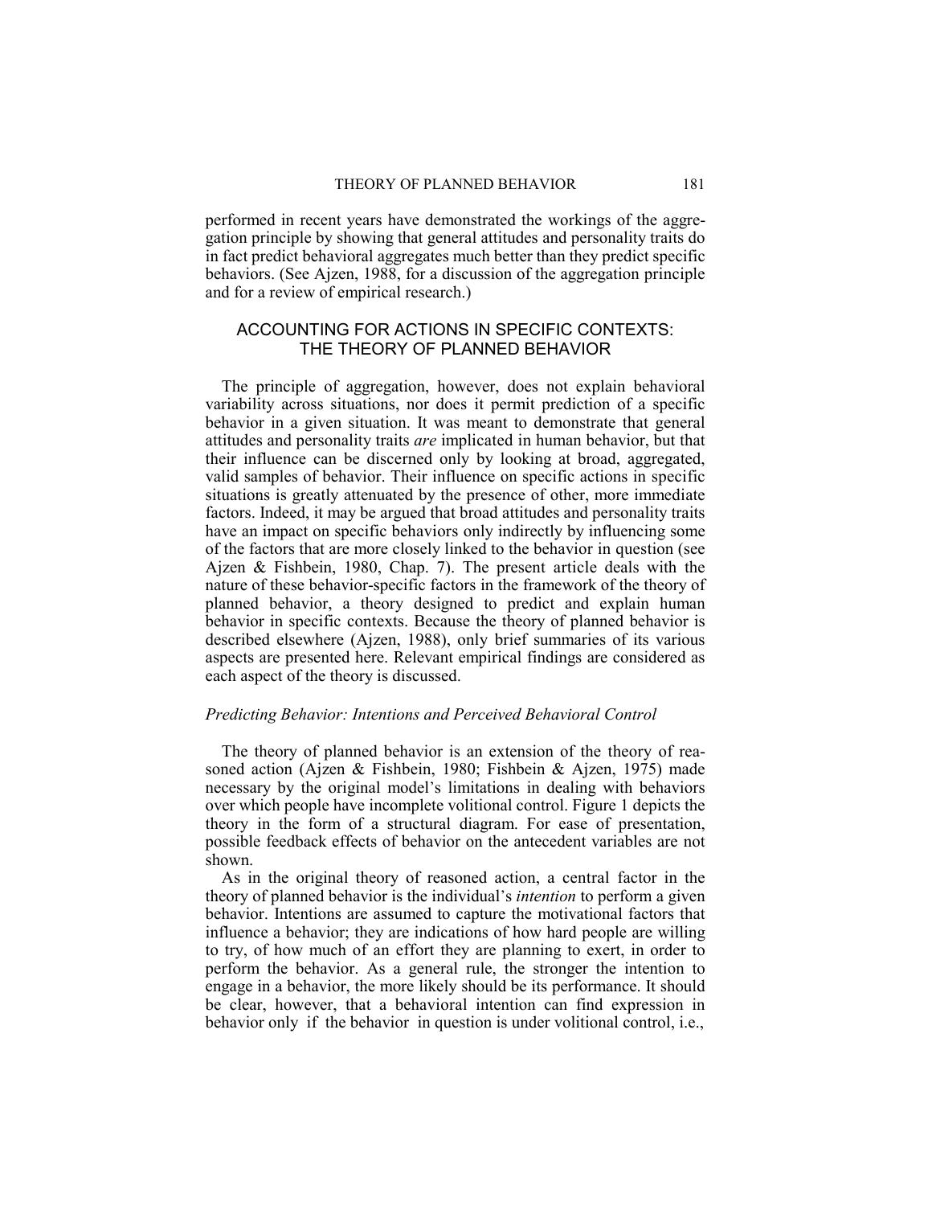performed in recent years have demonstrated the workings of the aggregation principle by showing that general attitudes and personality traits do in fact predict behavioral aggregates much better than they predict specific behaviors. (See Ajzen, 1988, for a discussion of the aggregation principle and for a review of empirical research.)

## ACCOUNTING FOR ACTIONS IN SPECIFIC CONTEXTS: THE THEORY OF PLANNED BEHAVIOR

The principle of aggregation, however, does not explain behavioral variability across situations, nor does it permit prediction of a specific behavior in a given situation. It was meant to demonstrate that general attitudes and personality traits *are* implicated in human behavior, but that their influence can be discerned only by looking at broad, aggregated, valid samples of behavior. Their influence on specific actions in specific situations is greatly attenuated by the presence of other, more immediate factors. Indeed, it may be argued that broad attitudes and personality traits have an impact on specific behaviors only indirectly by influencing some of the factors that are more closely linked to the behavior in question (see Ajzen & Fishbein, 1980, Chap. 7). The present article deals with the nature of these behavior-specific factors in the framework of the theory of planned behavior, a theory designed to predict and explain human behavior in specific contexts. Because the theory of planned behavior is described elsewhere (Ajzen, 1988), only brief summaries of its various aspects are presented here. Relevant empirical findings are considered as each aspect of the theory is discussed.

### *Predicting Behavior: Intentions and Perceived Behavioral Control*

The theory of planned behavior is an extension of the theory of reasoned action (Ajzen & Fishbein, 1980; Fishbein & Ajzen, 1975) made necessary by the original model's limitations in dealing with behaviors over which people have incomplete volitional control. Figure 1 depicts the theory in the form of a structural diagram. For ease of presentation, possible feedback effects of behavior on the antecedent variables are not shown.

As in the original theory of reasoned action, a central factor in the theory of planned behavior is the individual's *intention* to perform a given behavior. Intentions are assumed to capture the motivational factors that influence a behavior; they are indications of how hard people are willing to try, of how much of an effort they are planning to exert, in order to perform the behavior. As a general rule, the stronger the intention to engage in a behavior, the more likely should be its performance. It should be clear, however, that a behavioral intention can find expression in behavior only if the behavior in question is under volitional control, i.e.,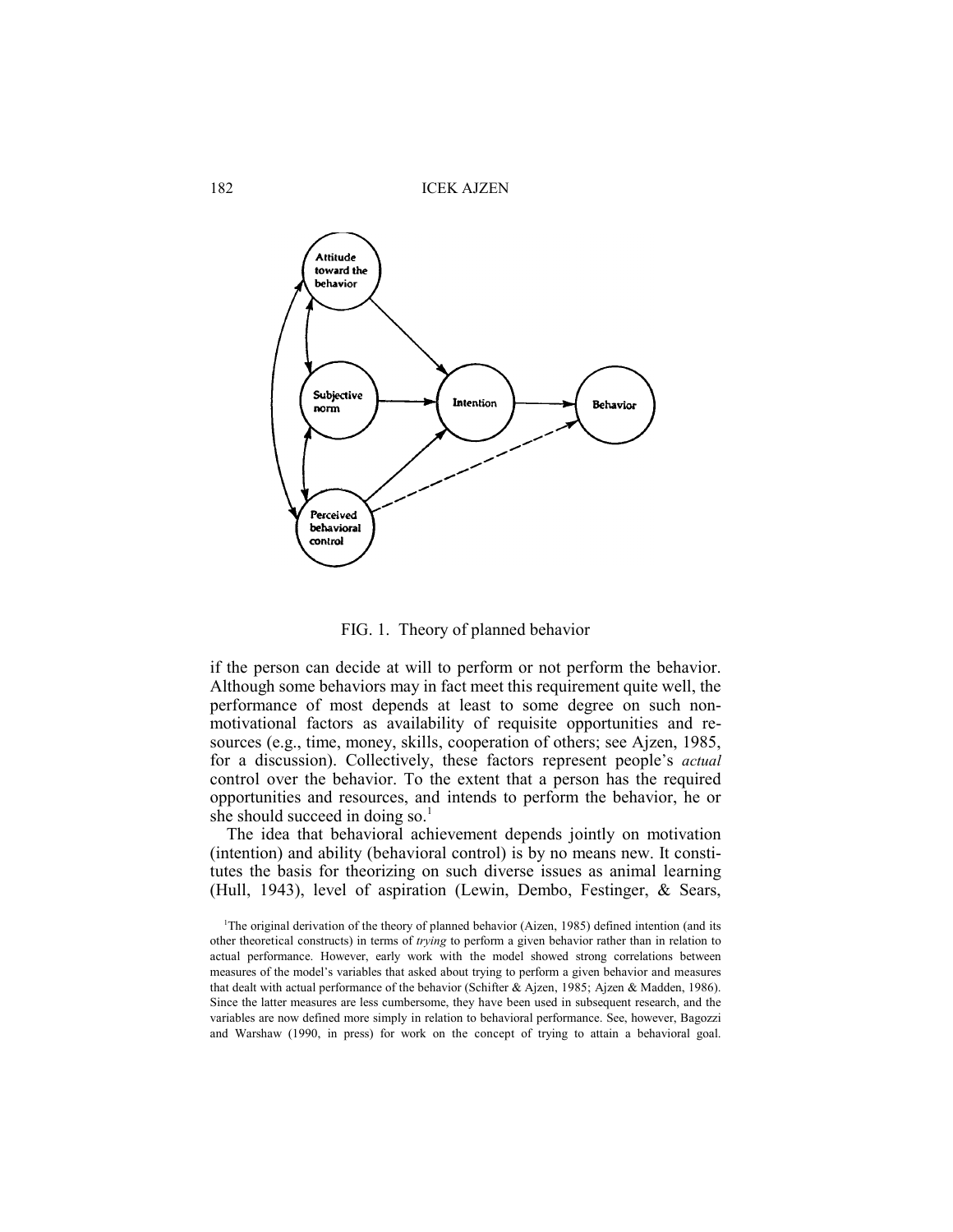FIG. 1. Theory of planned behavior

if the person can decide at will to perform or not perform the behavior. Although some behaviors may in fact meet this requirement quite well, the performance of most depends at least to some degree on such non-motivational factors as availability of requisite opportunities and resources (e.g., time, money, skills, cooperation of others; see Ajzen, 1985, for a discussion). Collectively, these factors represent people's *actual* control over the behavior. To the extent that a person has the required opportunities and resources, and intends to perform the behavior, he or she should succeed in doing so.[1]

The idea that behavioral achievement depends jointly on motivation (intention) and ability (behavioral control) is by no means new. It constitutes the basis for theorizing on such diverse issues as animal learning (Hull, 1943), level of aspiration (Lewin, Dembo, Festinger, & Sears,

[1]The original derivation of the theory of planned behavior (Aizen, 1985) defined intention (and its other theoretical constructs) in terms of *trying* to perform a given behavior rather than in relation to actual performance. However, early work with the model showed strong correlations between measures of the model's variables that asked about trying to perform a given behavior and measures that dealt with actual performance of the behavior (Schifter & Ajzen, 1985; Ajzen & Madden, 1986). Since the latter measures are less cumbersome, they have been used in subsequent research, and the variables are now defined more simply in relation to behavioral performance. See, however, Bagozzi and Warshaw (1990, in press) for work on the concept of trying to attain a behavioral goal.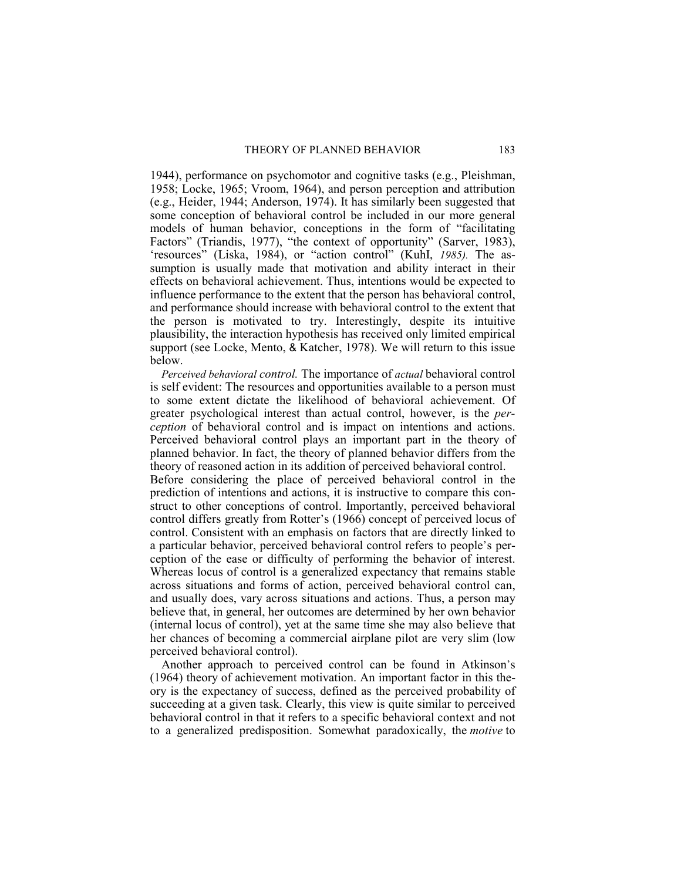1944), performance on psychomotor and cognitive tasks (e.g., Pleishman, 1958; Locke, 1965; Vroom, 1964), and person perception and attribution (e.g., Heider, 1944; Anderson, 1974). It has similarly been suggested that some conception of behavioral control be included in our more general models of human behavior, conceptions in the form of "facilitating Factors" (Triandis, 1977), "the context of opportunity" (Sarver, 1983), 'resources" (Liska, 1984), or "action control" (KuhI, *1985).* The assumption is usually made that motivation and ability interact in their effects on behavioral achievement. Thus, intentions would be expected to influence performance to the extent that the person has behavioral control, and performance should increase with behavioral control to the extent that the person is motivated to try. Interestingly, despite its intuitive plausibility, the interaction hypothesis has received only limited empirical support (see Locke, Mento, & Katcher, 1978). We will return to this issue below.

*Perceived behavioral control.* The importance of *actual* behavioral control is self evident: The resources and opportunities available to a person must to some extent dictate the likelihood of behavioral achievement. Of greater psychological interest than actual control, however, is the *perception* of behavioral control and is impact on intentions and actions. Perceived behavioral control plays an important part in the theory of planned behavior. In fact, the theory of planned behavior differs from the theory of reasoned action in its addition of perceived behavioral control.

Before considering the place of perceived behavioral control in the prediction of intentions and actions, it is instructive to compare this construct to other conceptions of control. Importantly, perceived behavioral control differs greatly from Rotter's (1966) concept of perceived locus of control. Consistent with an emphasis on factors that are directly linked to a particular behavior, perceived behavioral control refers to people's perception of the ease or difficulty of performing the behavior of interest. Whereas locus of control is a generalized expectancy that remains stable across situations and forms of action, perceived behavioral control can, and usually does, vary across situations and actions. Thus, a person may believe that, in general, her outcomes are determined by her own behavior (internal locus of control), yet at the same time she may also believe that her chances of becoming a commercial airplane pilot are very slim (low perceived behavioral control).

Another approach to perceived control can be found in Atkinson's (1964) theory of achievement motivation. An important factor in this theory is the expectancy of success, defined as the perceived probability of succeeding at a given task. Clearly, this view is quite similar to perceived behavioral control in that it refers to a specific behavioral context and not to a generalized predisposition. Somewhat paradoxically, the *motive* to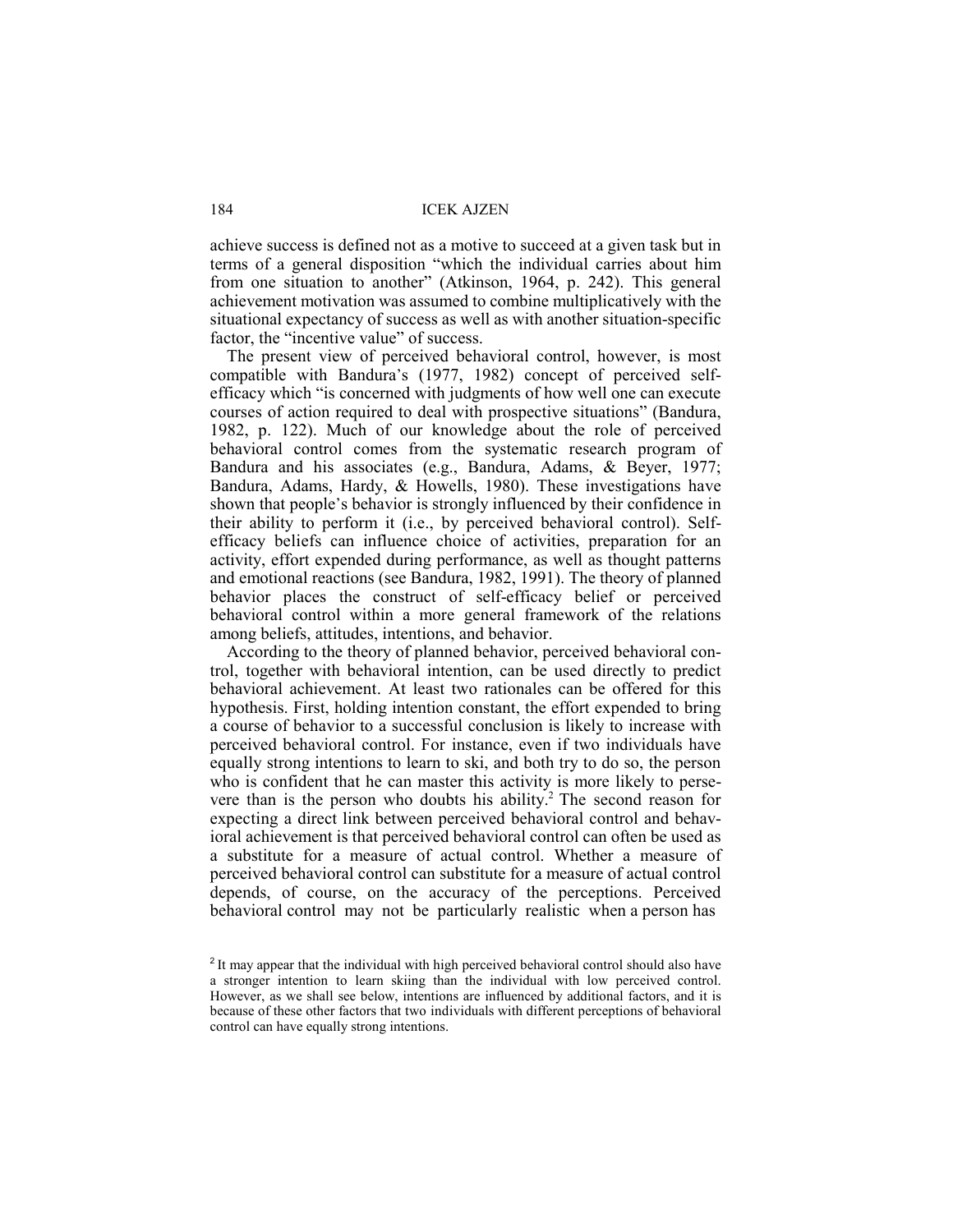achieve success is defined not as a motive to succeed at a given task but in terms of a general disposition "which the individual carries about him from one situation to another" (Atkinson, 1964, p. 242). This general achievement motivation was assumed to combine multiplicatively with the situational expectancy of success as well as with another situation-specific factor, the "incentive value" of success.

The present view of perceived behavioral control, however, is most compatible with Bandura's (1977, 1982) concept of perceived self-efficacy which "is concerned with judgments of how well one can execute courses of action required to deal with prospective situations" (Bandura, 1982, p. 122). Much of our knowledge about the role of perceived behavioral control comes from the systematic research program of Bandura and his associates (e.g., Bandura, Adams, & Beyer, 1977; Bandura, Adams, Hardy, & Howells, 1980). These investigations have shown that people's behavior is strongly influenced by their confidence in their ability to perform it (i.e., by perceived behavioral control). Self-efficacy beliefs can influence choice of activities, preparation for an activity, effort expended during performance, as well as thought patterns and emotional reactions (see Bandura, 1982, 1991). The theory of planned behavior places the construct of self-efficacy belief or perceived behavioral control within a more general framework of the relations among beliefs, attitudes, intentions, and behavior.

According to the theory of planned behavior, perceived behavioral control, together with behavioral intention, can be used directly to predict behavioral achievement. At least two rationales can be offered for this hypothesis. First, holding intention constant, the effort expended to bring a course of behavior to a successful conclusion is likely to increase with perceived behavioral control. For instance, even if two individuals have equally strong intentions to learn to ski, and both try to do so, the person who is confident that he can master this activity is more likely to persevere than is the person who doubts his ability.[2] The second reason for expecting a direct link between perceived behavioral control and behavioral achievement is that perceived behavioral control can often be used as a substitute for a measure of actual control. Whether a measure of perceived behavioral control can substitute for a measure of actual control depends, of course, on the accuracy of the perceptions. Perceived behavioral control may not be particularly realistic when a person has

[2] It may appear that the individual with high perceived behavioral control should also have a stronger intention to learn skiing than the individual with low perceived control. However, as we shall see below, intentions are influenced by additional factors, and it is because of these other factors that two individuals with different perceptions of behavioral control can have equally strong intentions.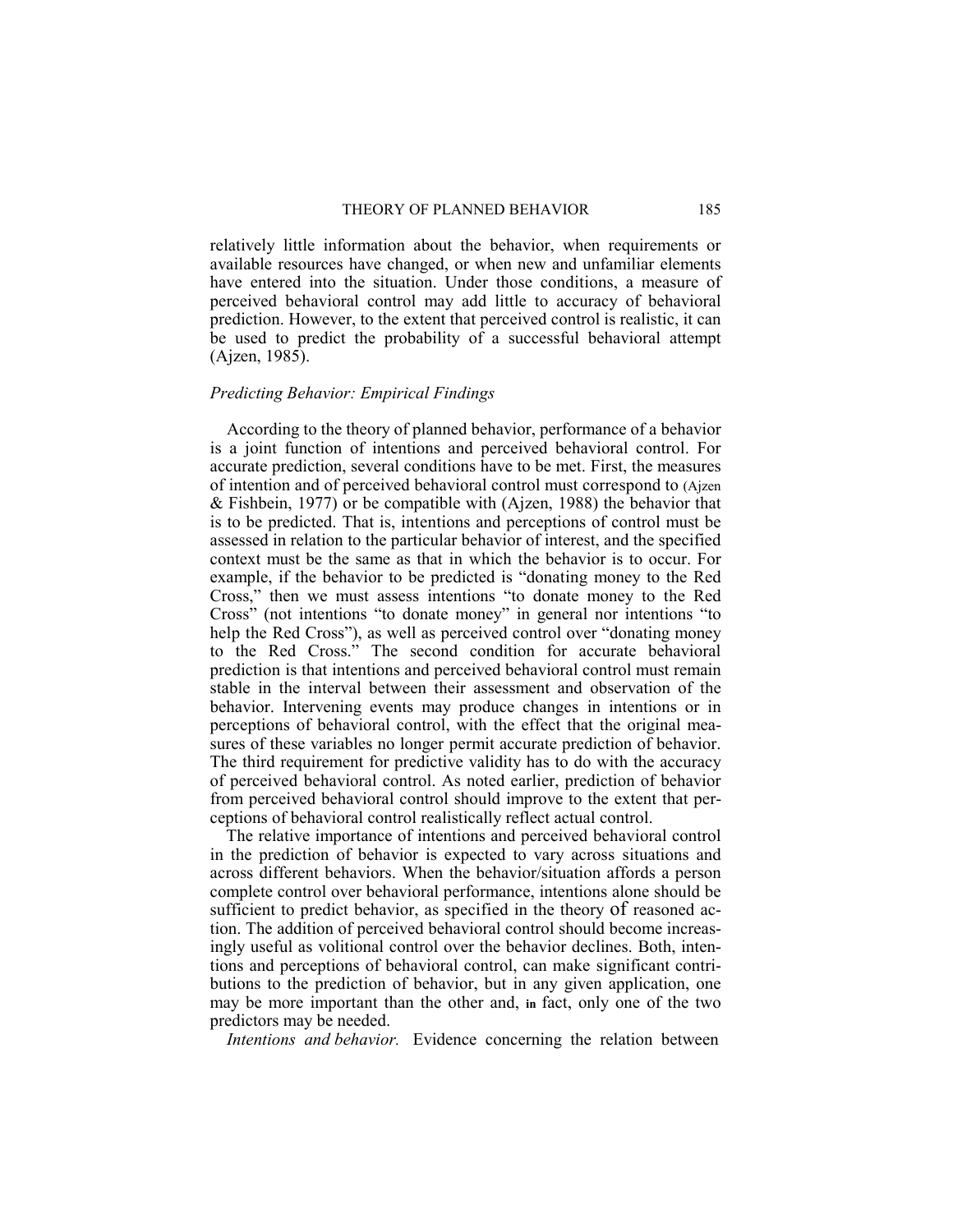relatively little information about the behavior, when requirements or available resources have changed, or when new and unfamiliar elements have entered into the situation. Under those conditions, a measure of perceived behavioral control may add little to accuracy of behavioral prediction. However, to the extent that perceived control is realistic, it can be used to predict the probability of a successful behavioral attempt (Ajzen, 1985).

### *Predicting Behavior: Empirical Findings*

According to the theory of planned behavior, performance of a behavior is a joint function of intentions and perceived behavioral control. For accurate prediction, several conditions have to be met. First, the measures of intention and of perceived behavioral control must correspond to (Ajzen & Fishbein, 1977) or be compatible with (Ajzen, 1988) the behavior that is to be predicted. That is, intentions and perceptions of control must be assessed in relation to the particular behavior of interest, and the specified context must be the same as that in which the behavior is to occur. For example, if the behavior to be predicted is "donating money to the Red Cross," then we must assess intentions "to donate money to the Red Cross" (not intentions "to donate money" in general nor intentions "to help the Red Cross"), as well as perceived control over "donating money to the Red Cross." The second condition for accurate behavioral prediction is that intentions and perceived behavioral control must remain stable in the interval between their assessment and observation of the behavior. Intervening events may produce changes in intentions or in perceptions of behavioral control, with the effect that the original measures of these variables no longer permit accurate prediction of behavior. The third requirement for predictive validity has to do with the accuracy of perceived behavioral control. As noted earlier, prediction of behavior from perceived behavioral control should improve to the extent that perceptions of behavioral control realistically reflect actual control.

The relative importance of intentions and perceived behavioral control in the prediction of behavior is expected to vary across situations and across different behaviors. When the behavior/situation affords a person complete control over behavioral performance, intentions alone should be sufficient to predict behavior, as specified in the theory of reasoned action. The addition of perceived behavioral control should become increasingly useful as volitional control over the behavior declines. Both, intentions and perceptions of behavioral control, can make significant contributions to the prediction of behavior, but in any given application, one may be more important than the other and, in fact, only one of the two predictors may be needed.

*Intentions and behavior.* Evidence concerning the relation between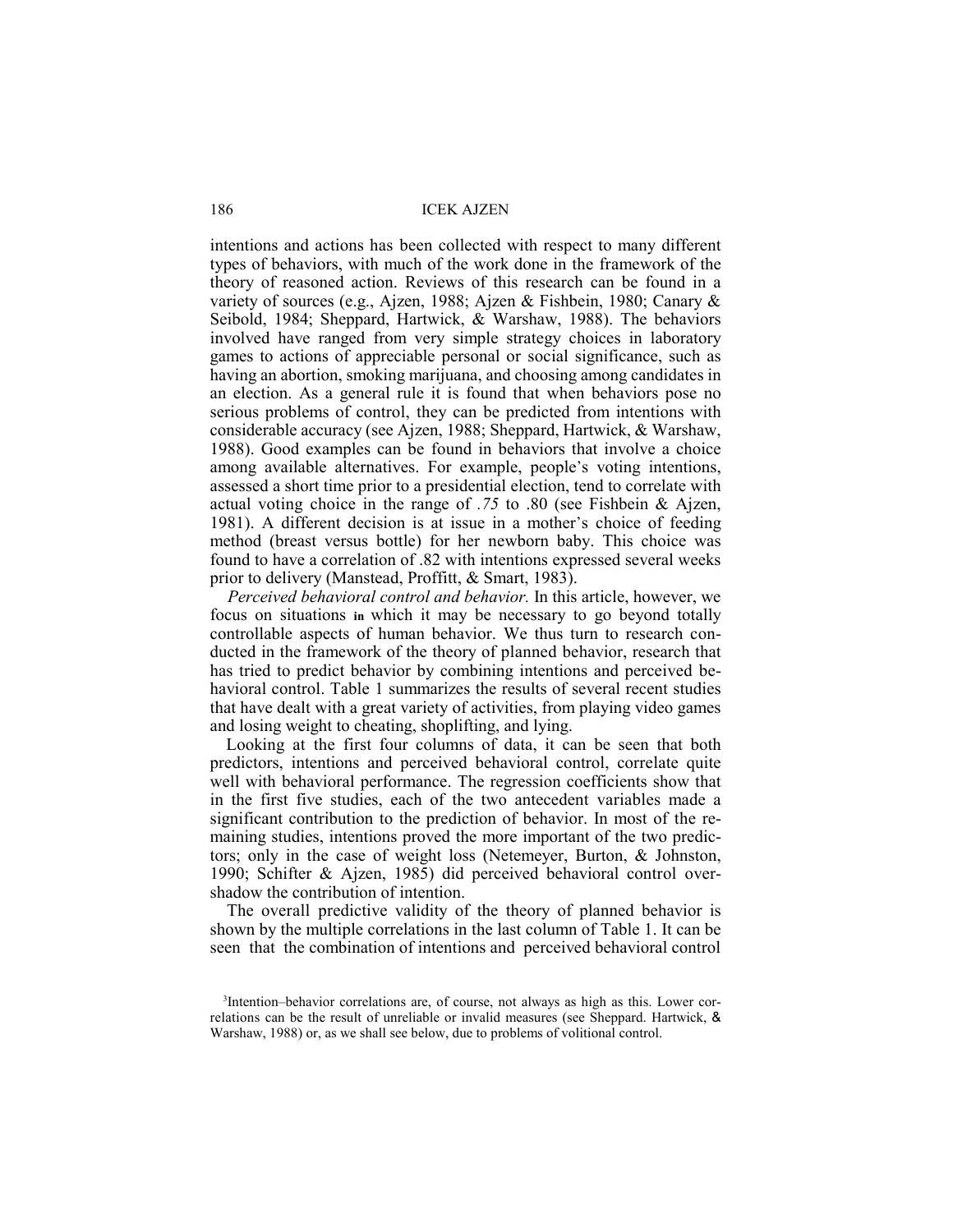intentions and actions has been collected with respect to many different types of behaviors, with much of the work done in the framework of the theory of reasoned action. Reviews of this research can be found in a variety of sources (e.g., Ajzen, 1988; Ajzen & Fishbein, 1980; Canary & Seibold, 1984; Sheppard, Hartwick, & Warshaw, 1988). The behaviors involved have ranged from very simple strategy choices in laboratory games to actions of appreciable personal or social significance, such as having an abortion, smoking marijuana, and choosing among candidates in an election. As a general rule it is found that when behaviors pose no serious problems of control, they can be predicted from intentions with considerable accuracy (see Ajzen, 1988; Sheppard, Hartwick, & Warshaw, 1988). Good examples can be found in behaviors that involve a choice among available alternatives. For example, people's voting intentions, assessed a short time prior to a presidential election, tend to correlate with actual voting choice in the range of *.75* to .80 (see Fishbein & Ajzen, 1981). A different decision is at issue in a mother's choice of feeding method (breast versus bottle) for her newborn baby. This choice was found to have a correlation of .82 with intentions expressed several weeks prior to delivery (Manstead, Proffitt, & Smart, 1983).

*Perceived behavioral control and behavior.* In this article, however, we focus on situations in which it may be necessary to go beyond totally controllable aspects of human behavior. We thus turn to research conducted in the framework of the theory of planned behavior, research that has tried to predict behavior by combining intentions and perceived behavioral control. Table 1 summarizes the results of several recent studies that have dealt with a great variety of activities, from playing video games and losing weight to cheating, shoplifting, and lying.

Looking at the first four columns of data, it can be seen that both predictors, intentions and perceived behavioral control, correlate quite well with behavioral performance. The regression coefficients show that in the first five studies, each of the two antecedent variables made a significant contribution to the prediction of behavior. In most of the remaining studies, intentions proved the more important of the two predictors; only in the case of weight loss (Netemeyer, Burton, & Johnston, 1990; Schifter & Ajzen, 1985) did perceived behavioral control overshadow the contribution of intention.

The overall predictive validity of the theory of planned behavior is shown by the multiple correlations in the last column of Table 1. It can be seen that the combination of intentions and perceived behavioral control

[3]Intention–behavior correlations are, of course, not always as high as this. Lower correlations can be the result of unreliable or invalid measures (see Sheppard. Hartwick, & Warshaw, 1988) or, as we shall see below, due to problems of volitional control.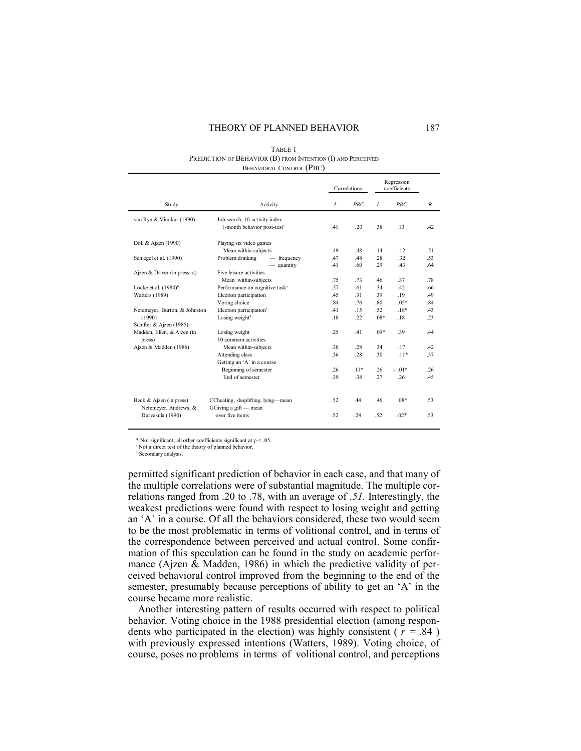TABLE 1
PREDICTION OF BEHAVIOR (B) FROM INTENTION (I) AND PERCEIVED BEHAVIORAL CONTROL (PBC)

| Study | Activity | Correlations | | Regression coefficients | | |
|---|---|---|---|---|---|---|
| | | *I* | *PBC* | *I* | *PBC* | *R* |
| van Ryn & Vinokur (1990) | Job search, 10-activity index | | | | | |
| | 1-month behavior post-test[a] | .41 | .20 | .38 | .13 | .42 |
| Doll & Ajzen (1990) | Playing six video games | | | | | |
| | Mean within-subjects | .49 | .48 | .14 | .12 | .51 |
| Schlegel et al. (1990) | Problem drinking — frequency | .47 | .48 | .28 | .32 | .53 |
| | — quantity | .41 | .60 | .29 | .43 | .64 |
| Ajzen & Driver (in press, a) | Five leisure activities | | | | | |
| | Mean within-subjects | .75 | .73 | .46 | .37 | .78 |
| Locke et al. (1984)[b] | Performance on cognitive task[a] | .57 | .61 | .34 | .42 | .66 |
| Watters (1989) | Election participation | .45 | .31 | .39 | .19 | .49 |
| | Voting choice | .84 | .76 | .80 | .05* | .84 |
| Netemeyer, Burton, & Johnston (1990) | Election participation[a] | .41 | .15 | .52 | .18* | .43 |
| Schifter & Ajzen (1985) | Losing weight[a] | .18 | .22 | .08* | .18 | .23 |
| Madden, Ellen, & Ajzen (in press) | Losing weight | .25 | .41 | .09* | .39 | .44 |
| Ajzen & Madden (1986) | 10 common activities | | | | | |
| | Mean within-subjects | .38 | .28 | .34 | .17 | .42 |
| | Attending class | .36 | .28 | .30 | .11* | .37 |
| | Getting an 'A' in a course | | | | | |
| | Beginning of semester | .26 | .11* | .26 | −.01* | .26 |
| | End of semester | .39 | .38 | .27 | .26 | .45 |
| Beck & Ajzen (in press) | CCheating, shoplifting, lying—mean | .52 | .44 | .46 | .08* | .53 |
| Netemeyer. Andrews, & Durvasula (1990) | GGiving a gift — mean over five items | .52 | .24 | .52 | .02* | .53 |

\* Not significant; all other coefficients significant at $p < .05$.
[a] Not a direct test of the theory of planned behavior.
[b] Secondary analysis.

permitted significant prediction of behavior in each case, and that many of the multiple correlations were of substantial magnitude. The multiple correlations ranged from .20 to .78, with an average of *.51.* Interestingly, the weakest predictions were found with respect to losing weight and getting an 'A' in a course. Of all the behaviors considered, these two would seem to be the most problematic in terms of volitional control, and in terms of the correspondence between perceived and actual control. Some confirmation of this speculation can be found in the study on academic performance (Ajzen & Madden, 1986) in which the predictive validity of perceived behavioral control improved from the beginning to the end of the semester, presumably because perceptions of ability to get an 'A' in the course became more realistic.

Another interesting pattern of results occurred with respect to political behavior. Voting choice in the 1988 presidential election (among respondents who participated in the election) was highly consistent ( $r = .84$ ) with previously expressed intentions (Watters, 1989). Voting choice, of course, poses no problems in terms of volitional control, and perceptions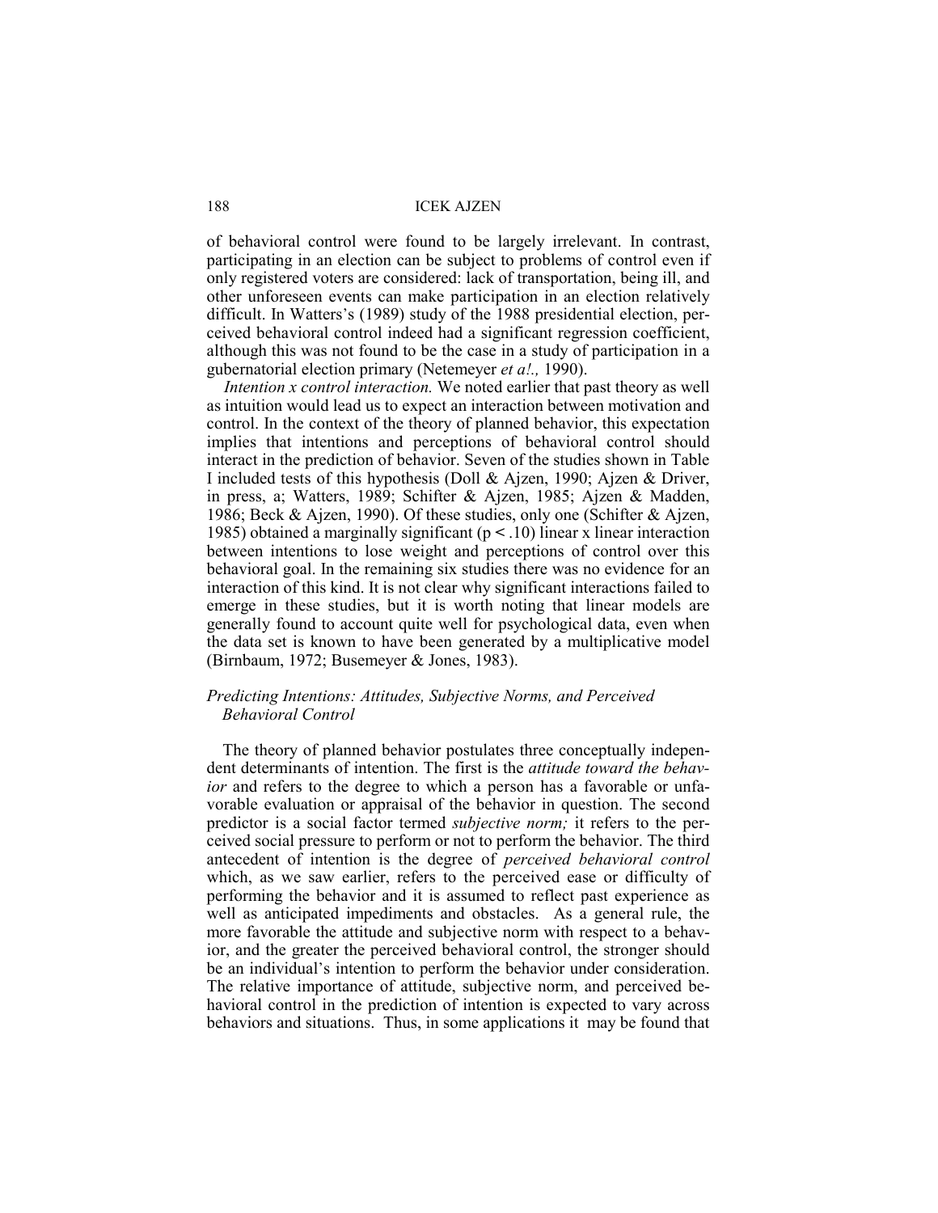of behavioral control were found to be largely irrelevant. In contrast, participating in an election can be subject to problems of control even if only registered voters are considered: lack of transportation, being ill, and other unforeseen events can make participation in an election relatively difficult. In Watters's (1989) study of the 1988 presidential election, perceived behavioral control indeed had a significant regression coefficient, although this was not found to be the case in a study of participation in a gubernatorial election primary (Netemeyer *et a!.,* 1990).

*Intention x control interaction.* We noted earlier that past theory as well as intuition would lead us to expect an interaction between motivation and control. In the context of the theory of planned behavior, this expectation implies that intentions and perceptions of behavioral control should interact in the prediction of behavior. Seven of the studies shown in Table I included tests of this hypothesis (Doll & Ajzen, 1990; Ajzen & Driver, in press, a; Watters, 1989; Schifter & Ajzen, 1985; Ajzen & Madden, 1986; Beck & Ajzen, 1990). Of these studies, only one (Schifter & Ajzen, 1985) obtained a marginally significant ($p < .10$) linear x linear interaction between intentions to lose weight and perceptions of control over this behavioral goal. In the remaining six studies there was no evidence for an interaction of this kind. It is not clear why significant interactions failed to emerge in these studies, but it is worth noting that linear models are generally found to account quite well for psychological data, even when the data set is known to have been generated by a multiplicative model (Birnbaum, 1972; Busemeyer & Jones, 1983).

### *Predicting Intentions: Attitudes, Subjective Norms, and Perceived Behavioral Control*

The theory of planned behavior postulates three conceptually independent determinants of intention. The first is the *attitude toward the behavior* and refers to the degree to which a person has a favorable or unfavorable evaluation or appraisal of the behavior in question. The second predictor is a social factor termed *subjective norm;* it refers to the perceived social pressure to perform or not to perform the behavior. The third antecedent of intention is the degree of *perceived behavioral control* which, as we saw earlier, refers to the perceived ease or difficulty of performing the behavior and it is assumed to reflect past experience as well as anticipated impediments and obstacles. As a general rule, the more favorable the attitude and subjective norm with respect to a behavior, and the greater the perceived behavioral control, the stronger should be an individual's intention to perform the behavior under consideration. The relative importance of attitude, subjective norm, and perceived behavioral control in the prediction of intention is expected to vary across behaviors and situations. Thus, in some applications it may be found that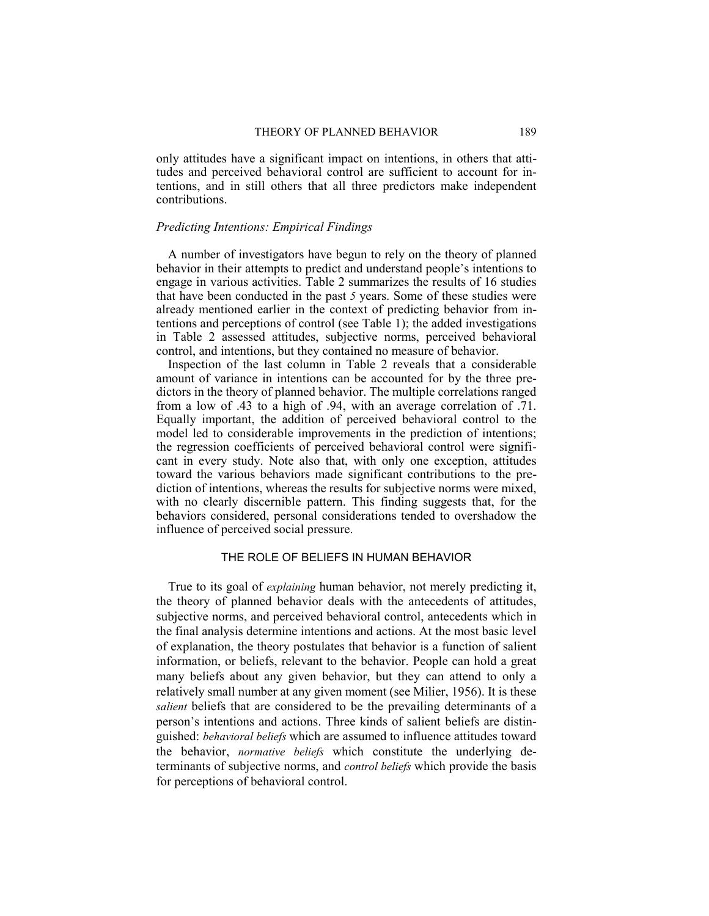only attitudes have a significant impact on intentions, in others that attitudes and perceived behavioral control are sufficient to account for intentions, and in still others that all three predictors make independent contributions.

### *Predicting Intentions: Empirical Findings*

A number of investigators have begun to rely on the theory of planned behavior in their attempts to predict and understand people's intentions to engage in various activities. Table 2 summarizes the results of 16 studies that have been conducted in the past *5* years. Some of these studies were already mentioned earlier in the context of predicting behavior from intentions and perceptions of control (see Table 1); the added investigations in Table 2 assessed attitudes, subjective norms, perceived behavioral control, and intentions, but they contained no measure of behavior.

Inspection of the last column in Table 2 reveals that a considerable amount of variance in intentions can be accounted for by the three predictors in the theory of planned behavior. The multiple correlations ranged from a low of .43 to a high of .94, with an average correlation of .71. Equally important, the addition of perceived behavioral control to the model led to considerable improvements in the prediction of intentions; the regression coefficients of perceived behavioral control were significant in every study. Note also that, with only one exception, attitudes toward the various behaviors made significant contributions to the prediction of intentions, whereas the results for subjective norms were mixed, with no clearly discernible pattern. This finding suggests that, for the behaviors considered, personal considerations tended to overshadow the influence of perceived social pressure.

## THE ROLE OF BELIEFS IN HUMAN BEHAVIOR

True to its goal of *explaining* human behavior, not merely predicting it, the theory of planned behavior deals with the antecedents of attitudes, subjective norms, and perceived behavioral control, antecedents which in the final analysis determine intentions and actions. At the most basic level of explanation, the theory postulates that behavior is a function of salient information, or beliefs, relevant to the behavior. People can hold a great many beliefs about any given behavior, but they can attend to only a relatively small number at any given moment (see Milier, 1956). It is these *salient* beliefs that are considered to be the prevailing determinants of a person's intentions and actions. Three kinds of salient beliefs are distinguished: *behavioral beliefs* which are assumed to influence attitudes toward the behavior, *normative beliefs* which constitute the underlying determinants of subjective norms, and *control beliefs* which provide the basis for perceptions of behavioral control.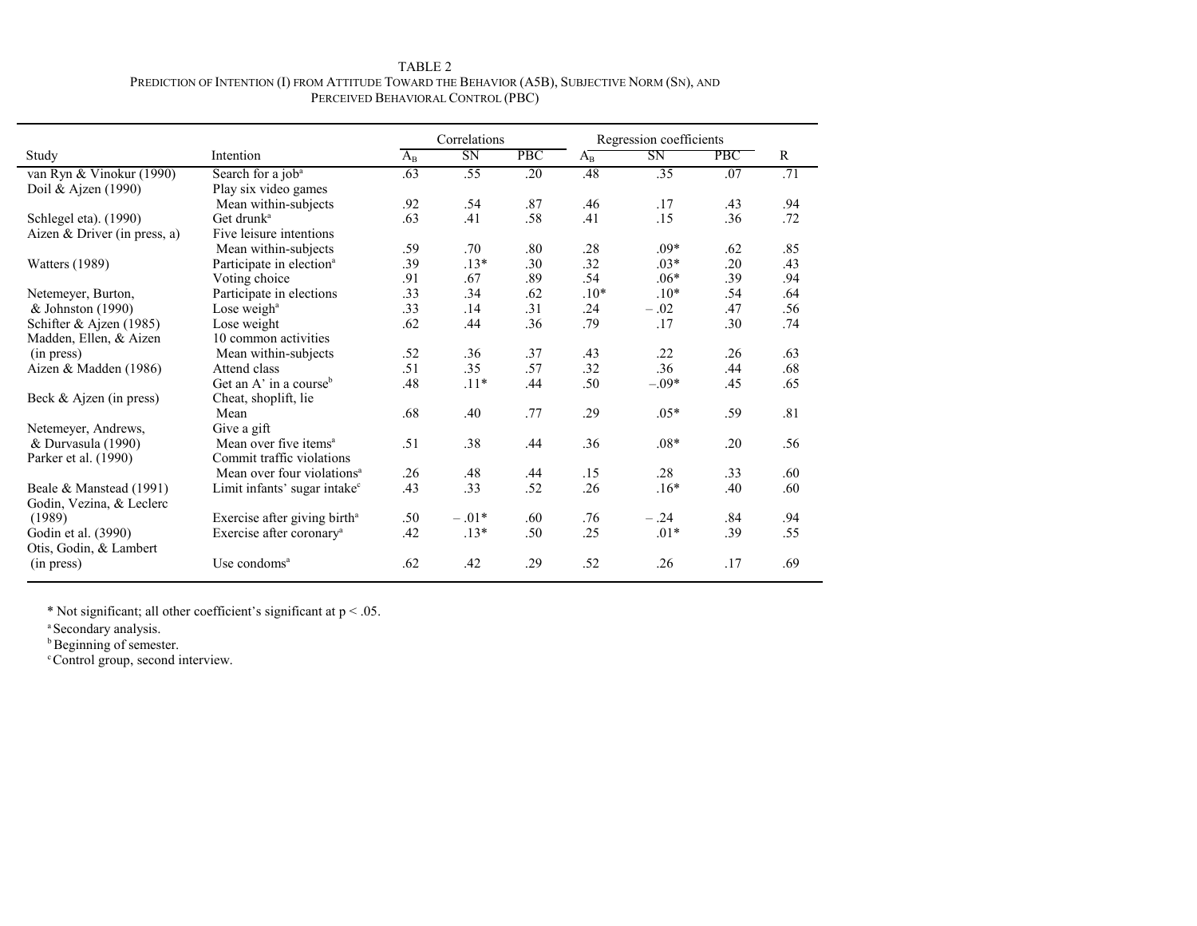TABLE 2

PREDICTION OF INTENTION (I) FROM ATTITUDE TOWARD THE BEHAVIOR (A5B), SUBJECTIVE NORM (SN), AND PERCEIVED BEHAVIORAL CONTROL (PBC)

| | | Correlations | | | Regression coefficients | | | |
|---|---|---|---|---|---|---|---|---|
| Study | Intention | $A_B$ | SN | PBC | $A_B$ | SN | PBC | R |
| van Ryn & Vinokur (1990) | Search for a job[a] | .63 | .55 | .20 | .48 | .35 | .07 | .71 |
| Doil & Ajzen (1990) | Play six video games | | | | | | | |
| | Mean within-subjects | .92 | .54 | .87 | .46 | .17 | .43 | .94 |
| Schlegel eta). (1990) | Get drunk[a] | .63 | .41 | .58 | .41 | .15 | .36 | .72 |
| Aizen & Driver (in press, a) | Five leisure intentions | | | | | | | |
| | Mean within-subjects | .59 | .70 | .80 | .28 | .09* | .62 | .85 |
| Watters (1989) | Participate in election[a] | .39 | .13* | .30 | .32 | .03* | .20 | .43 |
| | Voting choice | .91 | .67 | .89 | .54 | .06* | .39 | .94 |
| Netemeyer, Burton, | Participate in elections | .33 | .34 | .62 | .10* | .10* | .54 | .64 |
| & Johnston (1990) | Lose weigh[a] | .33 | .14 | .31 | .24 | – .02 | .47 | .56 |
| Schifter & Ajzen (1985) | Lose weight | .62 | .44 | .36 | .79 | .17 | .30 | .74 |
| Madden, Ellen, & Aizen | 10 common activities | | | | | | | |
| (in press) | Mean within-subjects | .52 | .36 | .37 | .43 | .22 | .26 | .63 |
| Aizen & Madden (1986) | Attend class | .51 | .35 | .57 | .32 | .36 | .44 | .68 |
| | Get an A' in a course[b] | .48 | .11* | .44 | .50 | –.09* | .45 | .65 |
| Beck & Ajzen (in press) | Cheat, shoplift, lie | | | | | | | |
| | Mean | .68 | .40 | .77 | .29 | .05* | .59 | .81 |
| Netemeyer, Andrews, | Give a gift | | | | | | | |
| & Durvasula (1990) | Mean over five items[a] | .51 | .38 | .44 | .36 | .08* | .20 | .56 |
| Parker et al. (1990) | Commit traffic violations | | | | | | | |
| | Mean over four violations[a] | .26 | .48 | .44 | .15 | .28 | .33 | .60 |
| Beale & Manstead (1991) | Limit infants' sugar intake[c] | .43 | .33 | .52 | .26 | .16* | .40 | .60 |
| Godin, Vezina, & Leclerc | | | | | | | | |
| (1989) | Exercise after giving birth[a] | .50 | – .01* | .60 | .76 | – .24 | .84 | .94 |
| Godin et al. (3990) | Exercise after coronary[a] | .42 | .13* | .50 | .25 | .01* | .39 | .55 |
| Otis, Godin, & Lambert | | | | | | | | |
| (in press) | Use condoms[a] | .62 | .42 | .29 | .52 | .26 | .17 | .69 |

* Not significant; all other coefficient's significant at $p < .05$.

[a] Secondary analysis.

[b] Beginning of semester.

[c] Control group, second interview.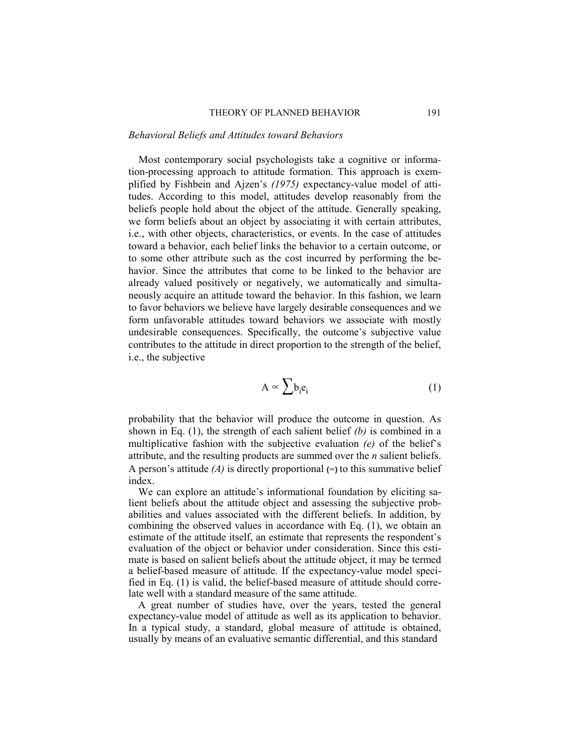*Behavioral Beliefs and Attitudes toward Behaviors*

Most contemporary social psychologists take a cognitive or information-processing approach to attitude formation. This approach is exemplified by Fishbein and Ajzen's *(1975)* expectancy-value model of attitudes. According to this model, attitudes develop reasonably from the beliefs people hold about the object of the attitude. Generally speaking, we form beliefs about an object by associating it with certain attributes, i.e., with other objects, characteristics, or events. In the case of attitudes toward a behavior, each belief links the behavior to a certain outcome, or to some other attribute such as the cost incurred by performing the behavior. Since the attributes that come to be linked to the behavior are already valued positively or negatively, we automatically and simultaneously acquire an attitude toward the behavior. In this fashion, we learn to favor behaviors we believe have largely desirable consequences and we form unfavorable attitudes toward behaviors we associate with mostly undesirable consequences. Specifically, the outcome's subjective value contributes to the attitude in direct proportion to the strength of the belief, i.e., the subjective

$$A \propto \sum b_i e_i \tag{1}$$

probability that the behavior will produce the outcome in question. As shown in Eq. (1), the strength of each salient belief *(b)* is combined in a multiplicative fashion with the subjective evaluation *(e)* of the belief's attribute, and the resulting products are summed over the *n* salient beliefs. A person's attitude *(A)* is directly proportional ($\propto$) to this summative belief index.

We can explore an attitude's informational foundation by eliciting salient beliefs about the attitude object and assessing the subjective probabilities and values associated with the different beliefs. In addition, by combining the observed values in accordance with Eq. (1), we obtain an estimate of the attitude itself, an estimate that represents the respondent's evaluation of the object or behavior under consideration. Since this estimate is based on salient beliefs about the attitude object, it may be termed a belief-based measure of attitude. If the expectancy-value model specified in Eq. (1) is valid, the belief-based measure of attitude should correlate well with a standard measure of the same attitude.

A great number of studies have, over the years, tested the general expectancy-value model of attitude as well as its application to behavior. In a typical study, a standard, global measure of attitude is obtained, usually by means of an evaluative semantic differential, and this standard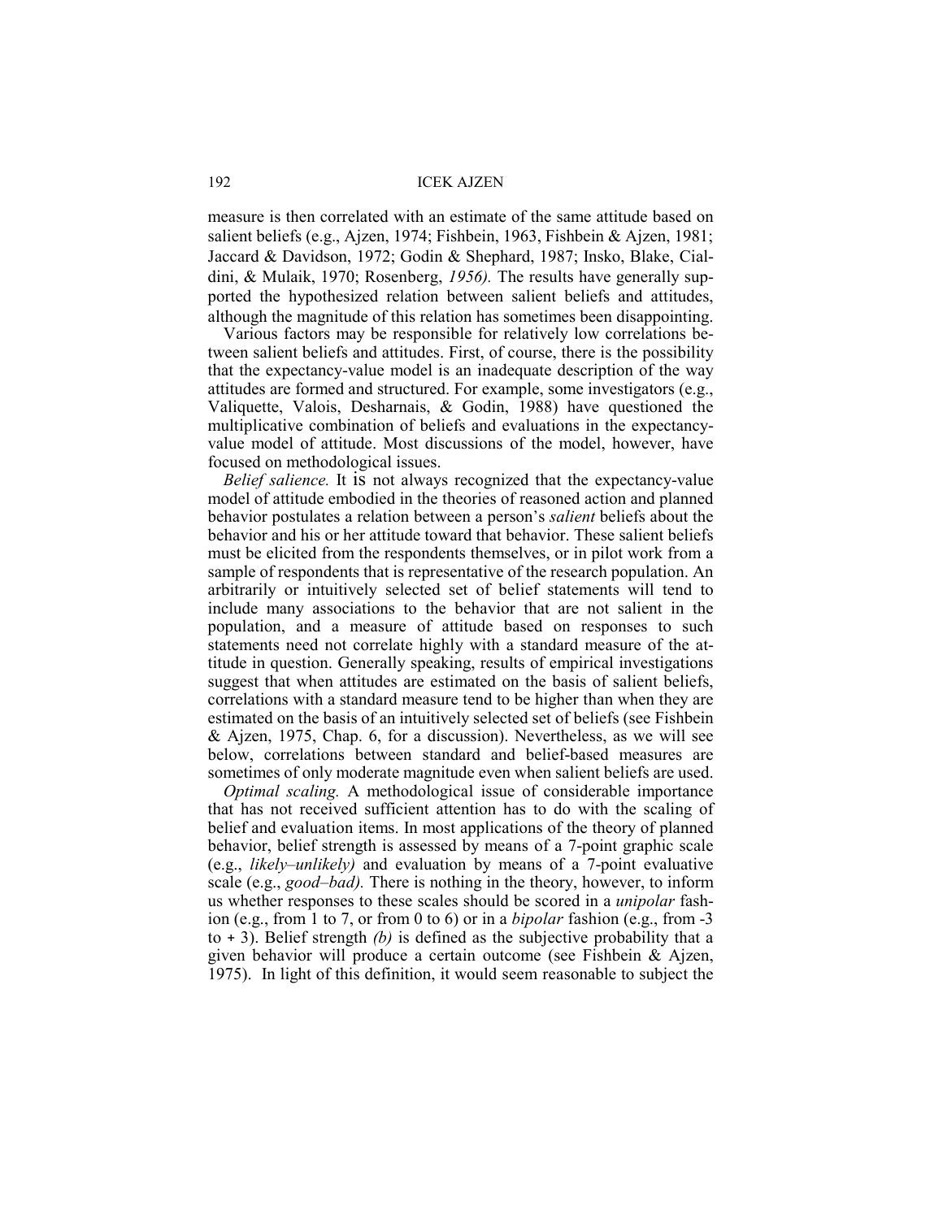measure is then correlated with an estimate of the same attitude based on salient beliefs (e.g., Ajzen, 1974; Fishbein, 1963, Fishbein & Ajzen, 1981; Jaccard & Davidson, 1972; Godin & Shephard, 1987; Insko, Blake, Cialdini, & Mulaik, 1970; Rosenberg, *1956).* The results have generally supported the hypothesized relation between salient beliefs and attitudes, although the magnitude of this relation has sometimes been disappointing.

Various factors may be responsible for relatively low correlations between salient beliefs and attitudes. First, of course, there is the possibility that the expectancy-value model is an inadequate description of the way attitudes are formed and structured. For example, some investigators (e.g., Valiquette, Valois, Desharnais, & Godin, 1988) have questioned the multiplicative combination of beliefs and evaluations in the expectancy-value model of attitude. Most discussions of the model, however, have focused on methodological issues.

*Belief salience.* It is not always recognized that the expectancy-value model of attitude embodied in the theories of reasoned action and planned behavior postulates a relation between a person's *salient* beliefs about the behavior and his or her attitude toward that behavior. These salient beliefs must be elicited from the respondents themselves, or in pilot work from a sample of respondents that is representative of the research population. An arbitrarily or intuitively selected set of belief statements will tend to include many associations to the behavior that are not salient in the population, and a measure of attitude based on responses to such statements need not correlate highly with a standard measure of the attitude in question. Generally speaking, results of empirical investigations suggest that when attitudes are estimated on the basis of salient beliefs, correlations with a standard measure tend to be higher than when they are estimated on the basis of an intuitively selected set of beliefs (see Fishbein & Ajzen, 1975, Chap. 6, for a discussion). Nevertheless, as we will see below, correlations between standard and belief-based measures are sometimes of only moderate magnitude even when salient beliefs are used.

*Optimal scaling.* A methodological issue of considerable importance that has not received sufficient attention has to do with the scaling of belief and evaluation items. In most applications of the theory of planned behavior, belief strength is assessed by means of a 7-point graphic scale (e.g., *likely–unlikely)* and evaluation by means of a 7-point evaluative scale (e.g., *good–bad).* There is nothing in the theory, however, to inform us whether responses to these scales should be scored in a *unipolar* fashion (e.g., from 1 to 7, or from 0 to 6) or in a *bipolar* fashion (e.g., from -3 to + 3). Belief strength *(b)* is defined as the subjective probability that a given behavior will produce a certain outcome (see Fishbein & Ajzen, 1975). In light of this definition, it would seem reasonable to subject the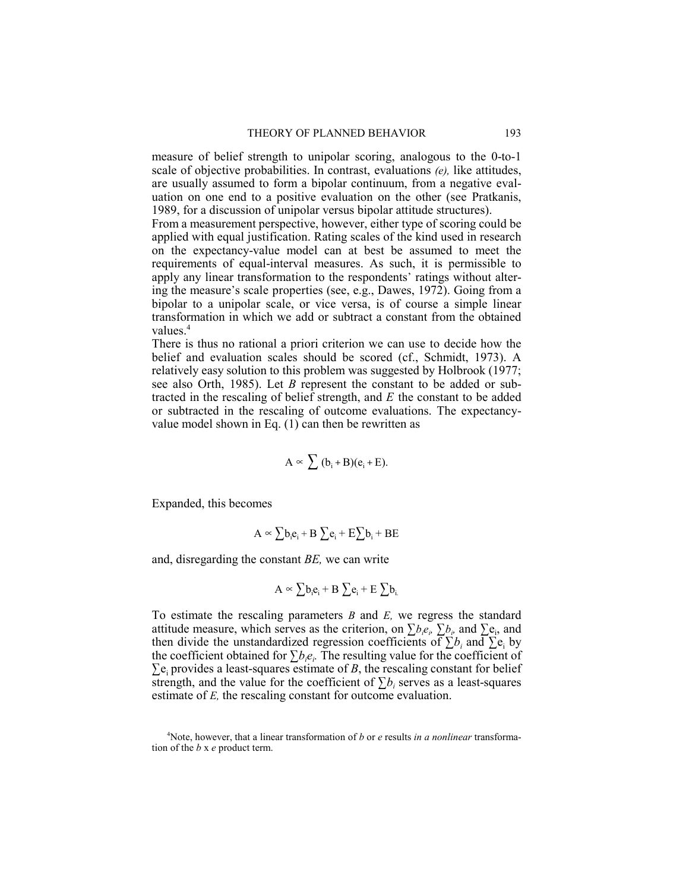measure of belief strength to unipolar scoring, analogous to the 0-to-1 scale of objective probabilities. In contrast, evaluations *(e),* like attitudes, are usually assumed to form a bipolar continuum, from a negative evaluation on one end to a positive evaluation on the other (see Pratkanis, 1989, for a discussion of unipolar versus bipolar attitude structures).

From a measurement perspective, however, either type of scoring could be applied with equal justification. Rating scales of the kind used in research on the expectancy-value model can at best be assumed to meet the requirements of equal-interval measures. As such, it is permissible to apply any linear transformation to the respondents' ratings without altering the measure's scale properties (see, e.g., Dawes, 1972). Going from a bipolar to a unipolar scale, or vice versa, is of course a simple linear transformation in which we add or subtract a constant from the obtained values.[4]

There is thus no rational a priori criterion we can use to decide how the belief and evaluation scales should be scored (cf., Schmidt, 1973). A relatively easy solution to this problem was suggested by Holbrook (1977; see also Orth, 1985). Let *B* represent the constant to be added or subtracted in the rescaling of belief strength, and *E* the constant to be added or subtracted in the rescaling of outcome evaluations. The expectancy-value model shown in Eq. (1) can then be rewritten as

$$A \propto \sum (b_i + B)(e_i + E).$$

Expanded, this becomes

$$A \propto \sum b_i e_i + B \sum e_i + E \sum b_i + BE$$

and, disregarding the constant *BE,* we can write

$$A \propto \sum b_i e_i + B \sum e_i + E \sum b_i$$

To estimate the rescaling parameters *B* and *E,* we regress the standard attitude measure, which serves as the criterion, on $\sum b_i e_i$, $\sum b_i$, and $\sum e_i$, and then divide the unstandardized regression coefficients of $\sum b_i$ and $\sum e_i$ by the coefficient obtained for $\sum b_i e_i$. The resulting value for the coefficient of $\sum e_i$ provides a least-squares estimate of *B*, the rescaling constant for belief strength, and the value for the coefficient of $\sum b_i$ serves as a least-squares estimate of *E,* the rescaling constant for outcome evaluation.

[4]Note, however, that a linear transformation of *b* or *e* results *in a nonlinear* transformation of the *b* x *e* product term.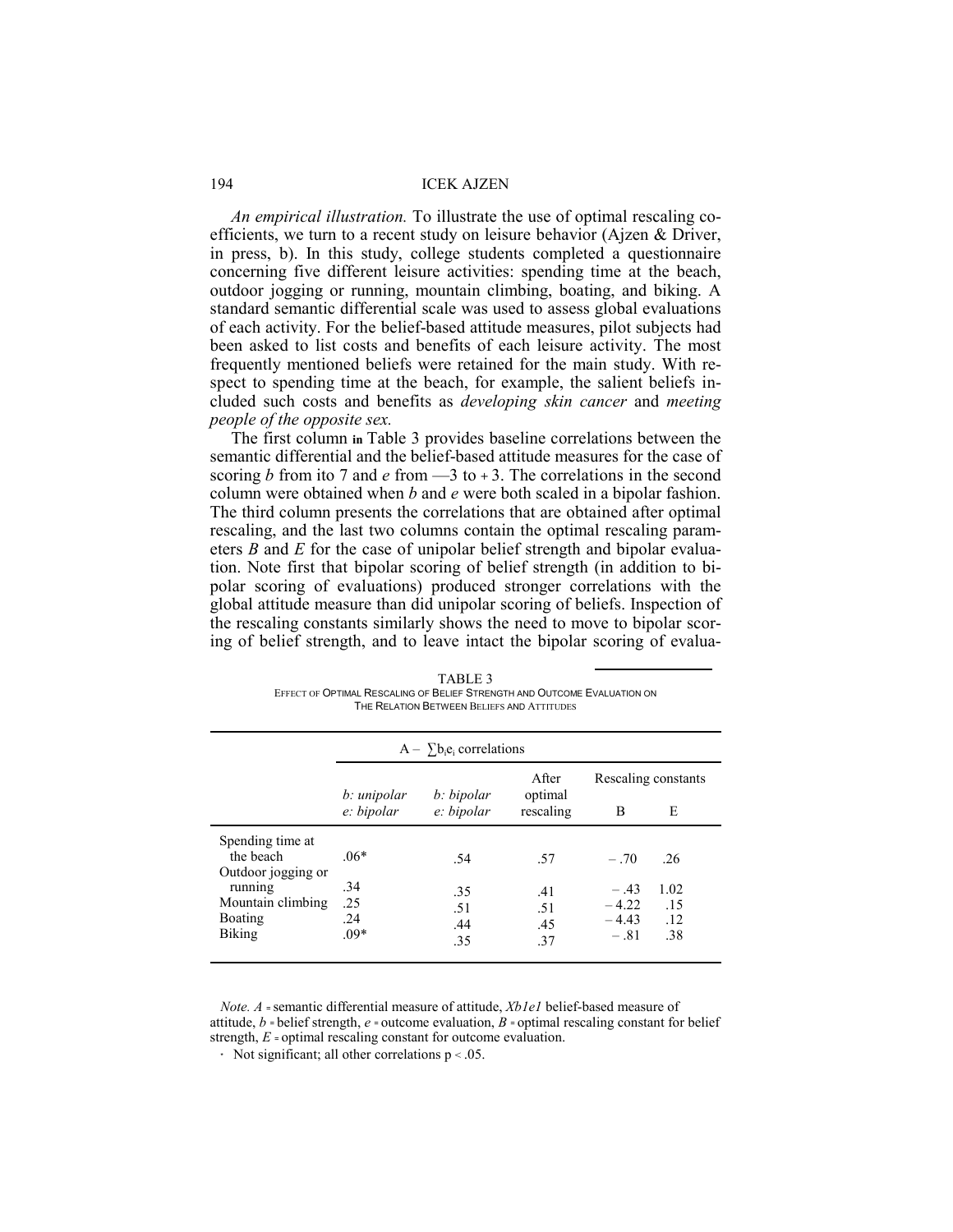*An empirical illustration.* To illustrate the use of optimal rescaling coefficients, we turn to a recent study on leisure behavior (Ajzen & Driver, in press, b). In this study, college students completed a questionnaire concerning five different leisure activities: spending time at the beach, outdoor jogging or running, mountain climbing, boating, and biking. A standard semantic differential scale was used to assess global evaluations of each activity. For the belief-based attitude measures, pilot subjects had been asked to list costs and benefits of each leisure activity. The most frequently mentioned beliefs were retained for the main study. With respect to spending time at the beach, for example, the salient beliefs included such costs and benefits as *developing skin cancer* and *meeting people of the opposite sex.*

The first column in Table 3 provides baseline correlations between the semantic differential and the belief-based attitude measures for the case of scoring *b* from ito 7 and *e* from —3 to + 3. The correlations in the second column were obtained when *b* and *e* were both scaled in a bipolar fashion. The third column presents the correlations that are obtained after optimal rescaling, and the last two columns contain the optimal rescaling parameters *B* and *E* for the case of unipolar belief strength and bipolar evaluation. Note first that bipolar scoring of belief strength (in addition to bipolar scoring of evaluations) produced stronger correlations with the global attitude measure than did unipolar scoring of beliefs. Inspection of the rescaling constants similarly shows the need to move to bipolar scoring of belief strength, and to leave intact the bipolar scoring of evalua-

TABLE 3
EFFECT OF OPTIMAL RESCALING OF BELIEF STRENGTH AND OUTCOME EVALUATION ON THE RELATION BETWEEN BELIEFS AND ATTITUDES

| | $A - \sum b_i e_i$ correlations | | | | |
|---|---|---|---|---|---|
| | *b: unipolar* *e: bipolar* | *b: bipolar* *e: bipolar* | After optimal rescaling | Rescaling constants B | E |
| Spending time at the beach | .06* | .54 | .57 | −.70 | .26 |
| Outdoor jogging or running | .34 | .35 | .41 | −.43 | 1.02 |
| Mountain climbing | .25 | .51 | .51 | −4.22 | .15 |
| Boating | .24 | .44 | .45 | −4.43 | .12 |
| Biking | .09* | .35 | .37 | −.81 | .38 |

*Note.* *A* = semantic differential measure of attitude, *Xb1e1* belief-based measure of attitude, *b* = belief strength, *e* = outcome evaluation, *B* = optimal rescaling constant for belief strength, *E* = optimal rescaling constant for outcome evaluation.

\* Not significant; all other correlations $p < .05$.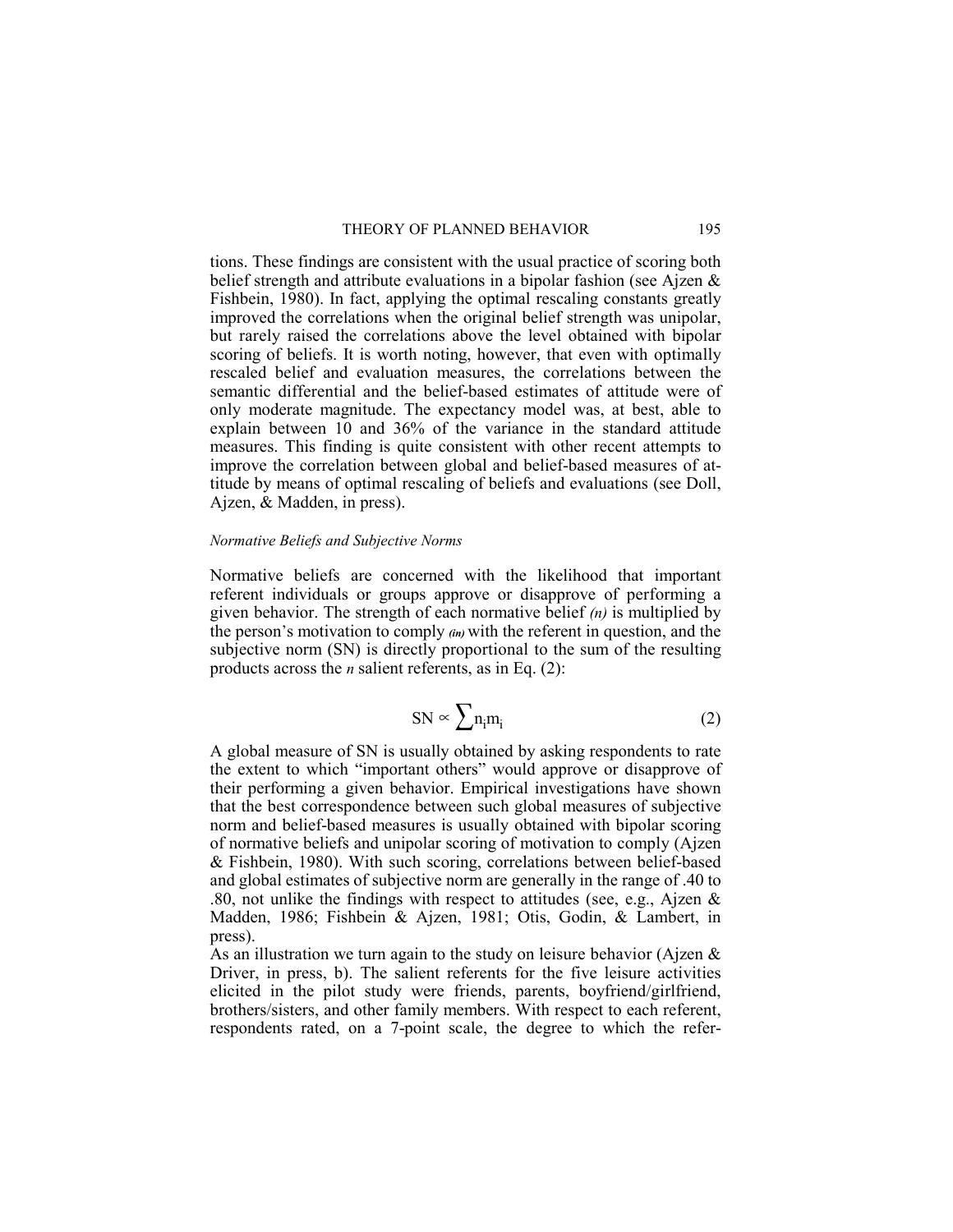tions. These findings are consistent with the usual practice of scoring both belief strength and attribute evaluations in a bipolar fashion (see Ajzen & Fishbein, 1980). In fact, applying the optimal rescaling constants greatly improved the correlations when the original belief strength was unipolar, but rarely raised the correlations above the level obtained with bipolar scoring of beliefs. It is worth noting, however, that even with optimally rescaled belief and evaluation measures, the correlations between the semantic differential and the belief-based estimates of attitude were of only moderate magnitude. The expectancy model was, at best, able to explain between 10 and 36% of the variance in the standard attitude measures. This finding is quite consistent with other recent attempts to improve the correlation between global and belief-based measures of attitude by means of optimal rescaling of beliefs and evaluations (see Doll, Ajzen, & Madden, in press).

*Normative Beliefs and Subjective Norms*

Normative beliefs are concerned with the likelihood that important referent individuals or groups approve or disapprove of performing a given behavior. The strength of each normative belief *(n)* is multiplied by the person's motivation to comply *(m)* with the referent in question, and the subjective norm (SN) is directly proportional to the sum of the resulting products across the *n* salient referents, as in Eq. (2):

$$\mathrm{SN} \propto \sum n_i m_i \qquad (2)$$

A global measure of SN is usually obtained by asking respondents to rate the extent to which "important others" would approve or disapprove of their performing a given behavior. Empirical investigations have shown that the best correspondence between such global measures of subjective norm and belief-based measures is usually obtained with bipolar scoring of normative beliefs and unipolar scoring of motivation to comply (Ajzen & Fishbein, 1980). With such scoring, correlations between belief-based and global estimates of subjective norm are generally in the range of .40 to .80, not unlike the findings with respect to attitudes (see, e.g., Ajzen & Madden, 1986; Fishbein & Ajzen, 1981; Otis, Godin, & Lambert, in press).

As an illustration we turn again to the study on leisure behavior (Ajzen & Driver, in press, b). The salient referents for the five leisure activities elicited in the pilot study were friends, parents, boyfriend/girlfriend, brothers/sisters, and other family members. With respect to each referent, respondents rated, on a 7-point scale, the degree to which the refer-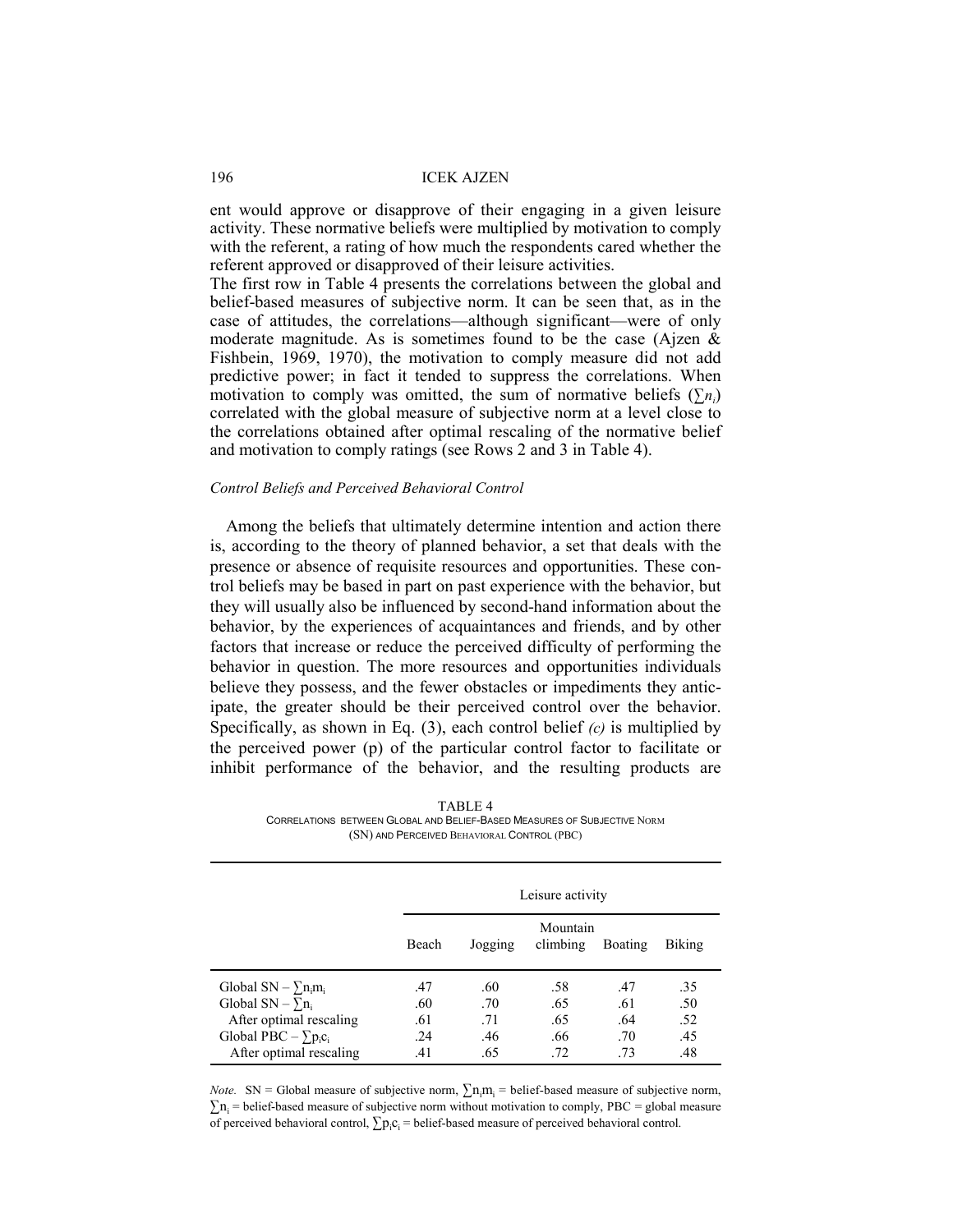ent would approve or disapprove of their engaging in a given leisure activity. These normative beliefs were multiplied by motivation to comply with the referent, a rating of how much the respondents cared whether the referent approved or disapproved of their leisure activities.

The first row in Table 4 presents the correlations between the global and belief-based measures of subjective norm. It can be seen that, as in the case of attitudes, the correlations—although significant—were of only moderate magnitude. As is sometimes found to be the case (Ajzen & Fishbein, 1969, 1970), the motivation to comply measure did not add predictive power; in fact it tended to suppress the correlations. When motivation to comply was omitted, the sum of normative beliefs ($\sum n_i$) correlated with the global measure of subjective norm at a level close to the correlations obtained after optimal rescaling of the normative belief and motivation to comply ratings (see Rows 2 and 3 in Table 4).

### *Control Beliefs and Perceived Behavioral Control*

Among the beliefs that ultimately determine intention and action there is, according to the theory of planned behavior, a set that deals with the presence or absence of requisite resources and opportunities. These control beliefs may be based in part on past experience with the behavior, but they will usually also be influenced by second-hand information about the behavior, by the experiences of acquaintances and friends, and by other factors that increase or reduce the perceived difficulty of performing the behavior in question. The more resources and opportunities individuals believe they possess, and the fewer obstacles or impediments they anticipate, the greater should be their perceived control over the behavior. Specifically, as shown in Eq. (3), each control belief *(c)* is multiplied by the perceived power (p) of the particular control factor to facilitate or inhibit performance of the behavior, and the resulting products are

TABLE 4
CORRELATIONS BETWEEN GLOBAL AND BELIEF-BASED MEASURES OF SUBJECTIVE NORM (SN) AND PERCEIVED BEHAVIORAL CONTROL (PBC)

| | Leisure activity | | | | |
|---|---|---|---|---|---|
| | Beach | Jogging | Mountain climbing | Boating | Biking |
| Global SN – $\sum n_i m_i$ | .47 | .60 | .58 | .47 | .35 |
| Global SN – $\sum n_i$ | .60 | .70 | .65 | .61 | .50 |
| After optimal rescaling | .61 | .71 | .65 | .64 | .52 |
| Global PBC – $\sum p_i c_i$ | .24 | .46 | .66 | .70 | .45 |
| After optimal rescaling | .41 | .65 | .72 | .73 | .48 |

*Note.* SN = Global measure of subjective norm, $\sum n_i m_i$ = belief-based measure of subjective norm, $\sum n_i$ = belief-based measure of subjective norm without motivation to comply, PBC = global measure of perceived behavioral control, $\sum p_i c_i$ = belief-based measure of perceived behavioral control.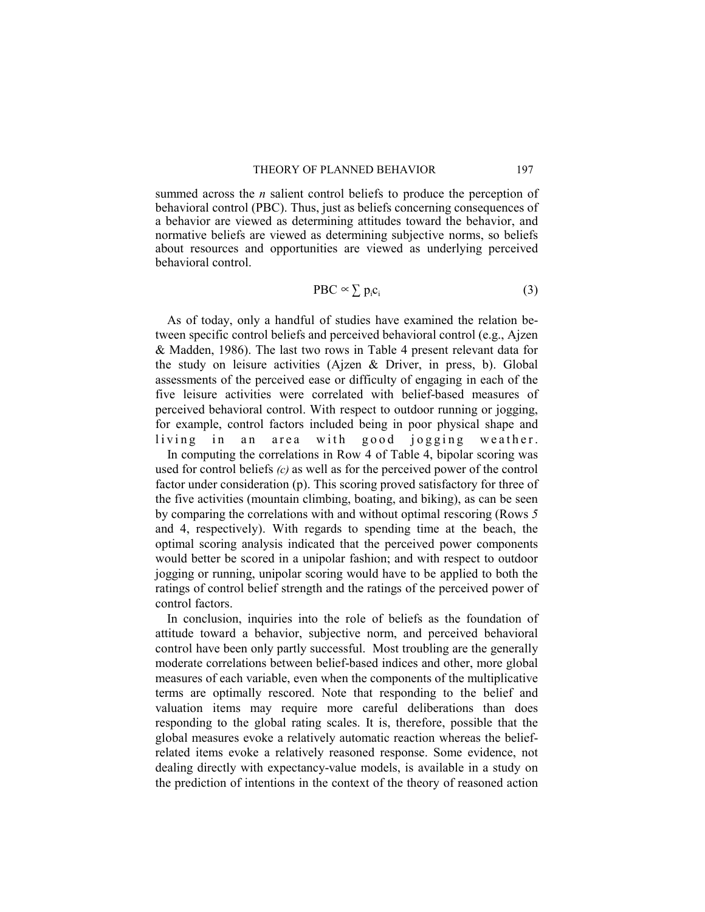summed across the *n* salient control beliefs to produce the perception of behavioral control (PBC). Thus, just as beliefs concerning consequences of a behavior are viewed as determining attitudes toward the behavior, and normative beliefs are viewed as determining subjective norms, so beliefs about resources and opportunities are viewed as underlying perceived behavioral control.

$$\text{PBC} \propto \sum p_i c_i \tag{3}$$

As of today, only a handful of studies have examined the relation between specific control beliefs and perceived behavioral control (e.g., Ajzen & Madden, 1986). The last two rows in Table 4 present relevant data for the study on leisure activities (Ajzen & Driver, in press, b). Global assessments of the perceived ease or difficulty of engaging in each of the five leisure activities were correlated with belief-based measures of perceived behavioral control. With respect to outdoor running or jogging, for example, control factors included being in poor physical shape and living in an area with good jogging weather.

In computing the correlations in Row 4 of Table 4, bipolar scoring was used for control beliefs *(c)* as well as for the perceived power of the control factor under consideration (p). This scoring proved satisfactory for three of the five activities (mountain climbing, boating, and biking), as can be seen by comparing the correlations with and without optimal rescoring (Rows *5* and 4, respectively). With regards to spending time at the beach, the optimal scoring analysis indicated that the perceived power components would better be scored in a unipolar fashion; and with respect to outdoor jogging or running, unipolar scoring would have to be applied to both the ratings of control belief strength and the ratings of the perceived power of control factors.

In conclusion, inquiries into the role of beliefs as the foundation of attitude toward a behavior, subjective norm, and perceived behavioral control have been only partly successful. Most troubling are the generally moderate correlations between belief-based indices and other, more global measures of each variable, even when the components of the multiplicative terms are optimally rescored. Note that responding to the belief and valuation items may require more careful deliberations than does responding to the global rating scales. It is, therefore, possible that the global measures evoke a relatively automatic reaction whereas the belief-related items evoke a relatively reasoned response. Some evidence, not dealing directly with expectancy-value models, is available in a study on the prediction of intentions in the context of the theory of reasoned action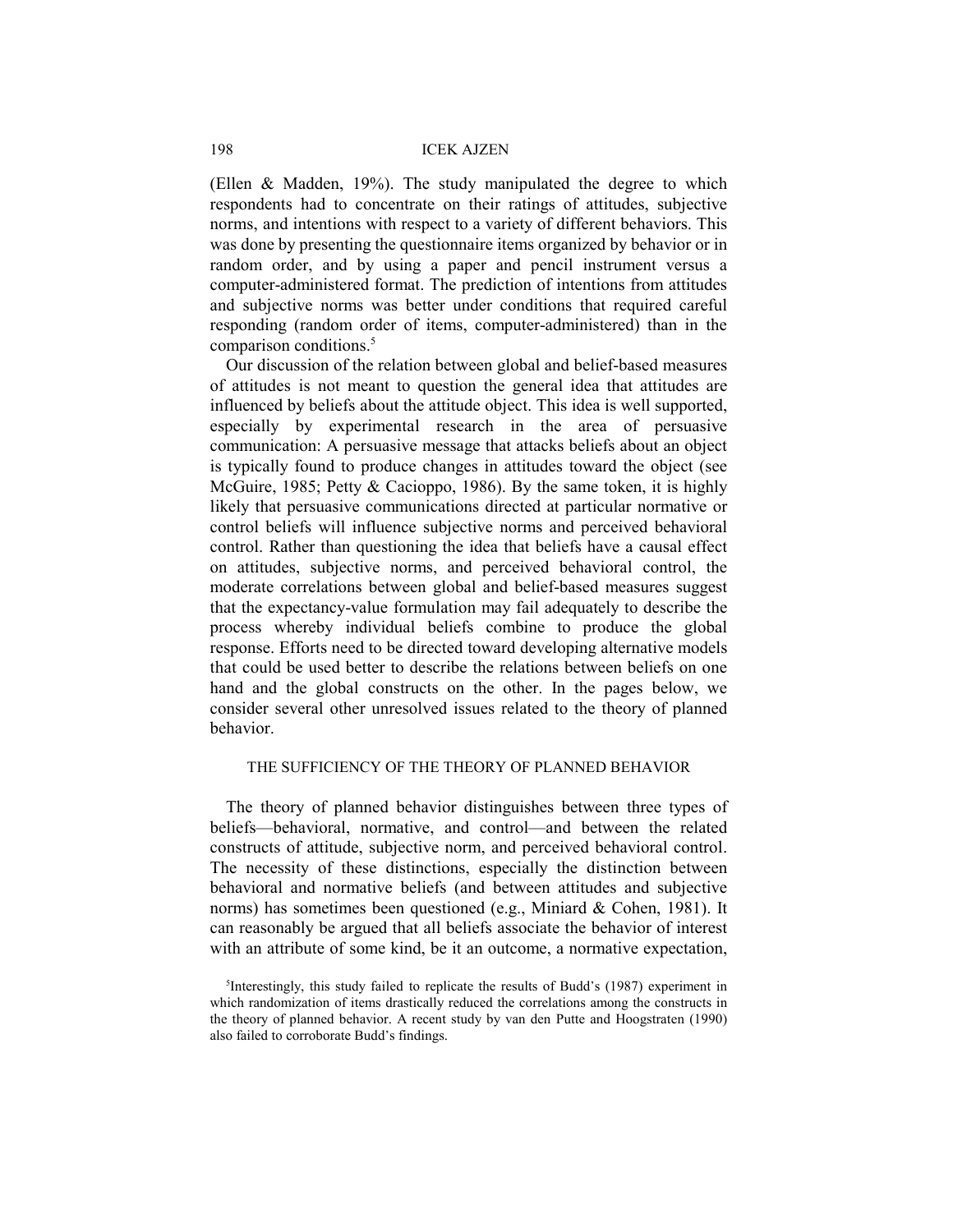(Ellen & Madden, 19%). The study manipulated the degree to which respondents had to concentrate on their ratings of attitudes, subjective norms, and intentions with respect to a variety of different behaviors. This was done by presenting the questionnaire items organized by behavior or in random order, and by using a paper and pencil instrument versus a computer-administered format. The prediction of intentions from attitudes and subjective norms was better under conditions that required careful responding (random order of items, computer-administered) than in the comparison conditions.[5]

Our discussion of the relation between global and belief-based measures of attitudes is not meant to question the general idea that attitudes are influenced by beliefs about the attitude object. This idea is well supported, especially by experimental research in the area of persuasive communication: A persuasive message that attacks beliefs about an object is typically found to produce changes in attitudes toward the object (see McGuire, 1985; Petty & Cacioppo, 1986). By the same token, it is highly likely that persuasive communications directed at particular normative or control beliefs will influence subjective norms and perceived behavioral control. Rather than questioning the idea that beliefs have a causal effect on attitudes, subjective norms, and perceived behavioral control, the moderate correlations between global and belief-based measures suggest that the expectancy-value formulation may fail adequately to describe the process whereby individual beliefs combine to produce the global response. Efforts need to be directed toward developing alternative models that could be used better to describe the relations between beliefs on one hand and the global constructs on the other. In the pages below, we consider several other unresolved issues related to the theory of planned behavior.

## THE SUFFICIENCY OF THE THEORY OF PLANNED BEHAVIOR

The theory of planned behavior distinguishes between three types of beliefs—behavioral, normative, and control—and between the related constructs of attitude, subjective norm, and perceived behavioral control. The necessity of these distinctions, especially the distinction between behavioral and normative beliefs (and between attitudes and subjective norms) has sometimes been questioned (e.g., Miniard & Cohen, 1981). It can reasonably be argued that all beliefs associate the behavior of interest with an attribute of some kind, be it an outcome, a normative expectation,

[5]Interestingly, this study failed to replicate the results of Budd's (1987) experiment in which randomization of items drastically reduced the correlations among the constructs in the theory of planned behavior. A recent study by van den Putte and Hoogstraten (1990) also failed to corroborate Budd's findings.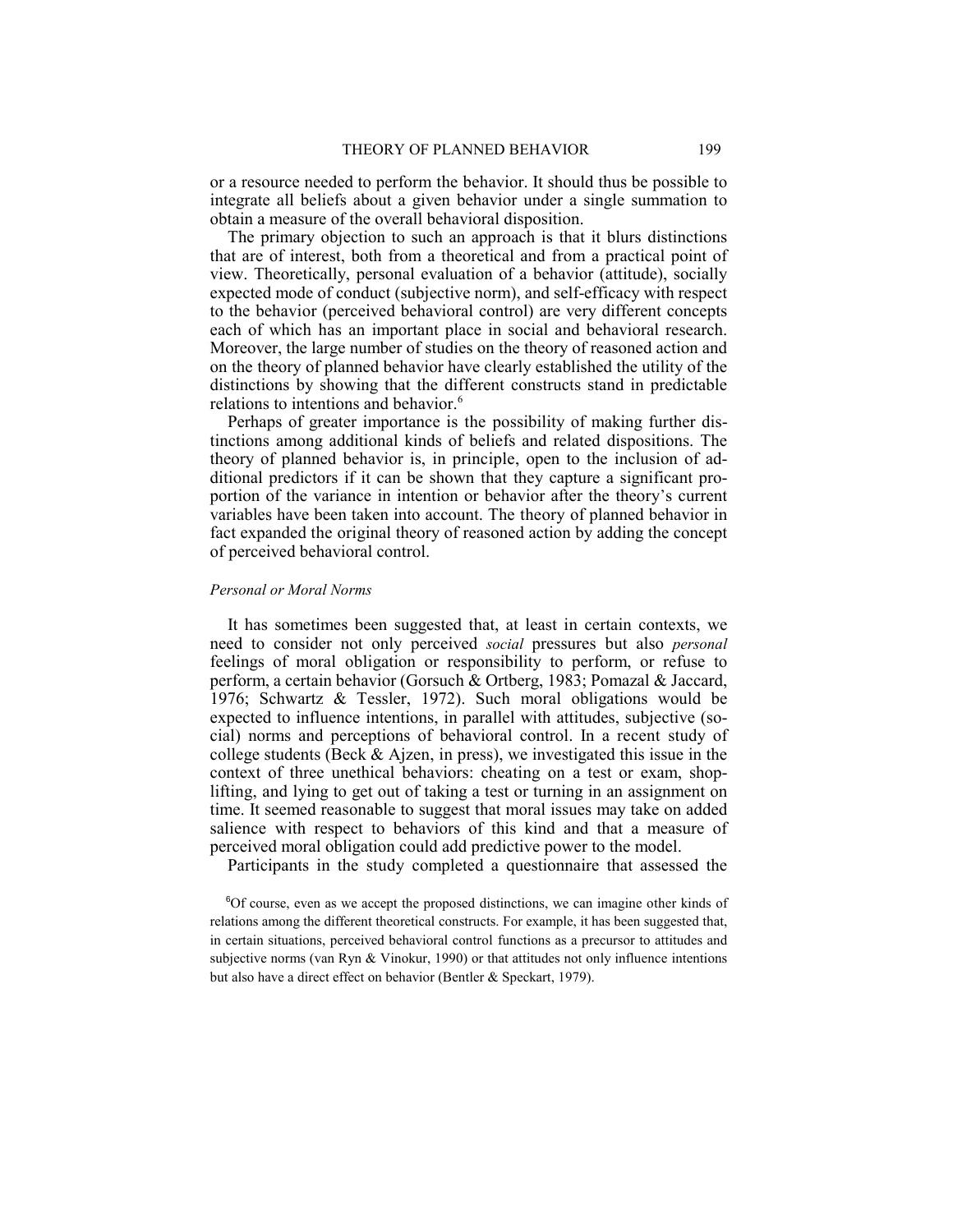or a resource needed to perform the behavior. It should thus be possible to integrate all beliefs about a given behavior under a single summation to obtain a measure of the overall behavioral disposition.

The primary objection to such an approach is that it blurs distinctions that are of interest, both from a theoretical and from a practical point of view. Theoretically, personal evaluation of a behavior (attitude), socially expected mode of conduct (subjective norm), and self-efficacy with respect to the behavior (perceived behavioral control) are very different concepts each of which has an important place in social and behavioral research. Moreover, the large number of studies on the theory of reasoned action and on the theory of planned behavior have clearly established the utility of the distinctions by showing that the different constructs stand in predictable relations to intentions and behavior.[6]

Perhaps of greater importance is the possibility of making further distinctions among additional kinds of beliefs and related dispositions. The theory of planned behavior is, in principle, open to the inclusion of additional predictors if it can be shown that they capture a significant proportion of the variance in intention or behavior after the theory's current variables have been taken into account. The theory of planned behavior in fact expanded the original theory of reasoned action by adding the concept of perceived behavioral control.

### *Personal or Moral Norms*

It has sometimes been suggested that, at least in certain contexts, we need to consider not only perceived *social* pressures but also *personal* feelings of moral obligation or responsibility to perform, or refuse to perform, a certain behavior (Gorsuch & Ortberg, 1983; Pomazal & Jaccard, 1976; Schwartz & Tessler, 1972). Such moral obligations would be expected to influence intentions, in parallel with attitudes, subjective (social) norms and perceptions of behavioral control. In a recent study of college students (Beck & Ajzen, in press), we investigated this issue in the context of three unethical behaviors: cheating on a test or exam, shoplifting, and lying to get out of taking a test or turning in an assignment on time. It seemed reasonable to suggest that moral issues may take on added salience with respect to behaviors of this kind and that a measure of perceived moral obligation could add predictive power to the model.

Participants in the study completed a questionnaire that assessed the

[6] Of course, even as we accept the proposed distinctions, we can imagine other kinds of relations among the different theoretical constructs. For example, it has been suggested that, in certain situations, perceived behavioral control functions as a precursor to attitudes and subjective norms (van Ryn & Vinokur, 1990) or that attitudes not only influence intentions but also have a direct effect on behavior (Bentler & Speckart, 1979).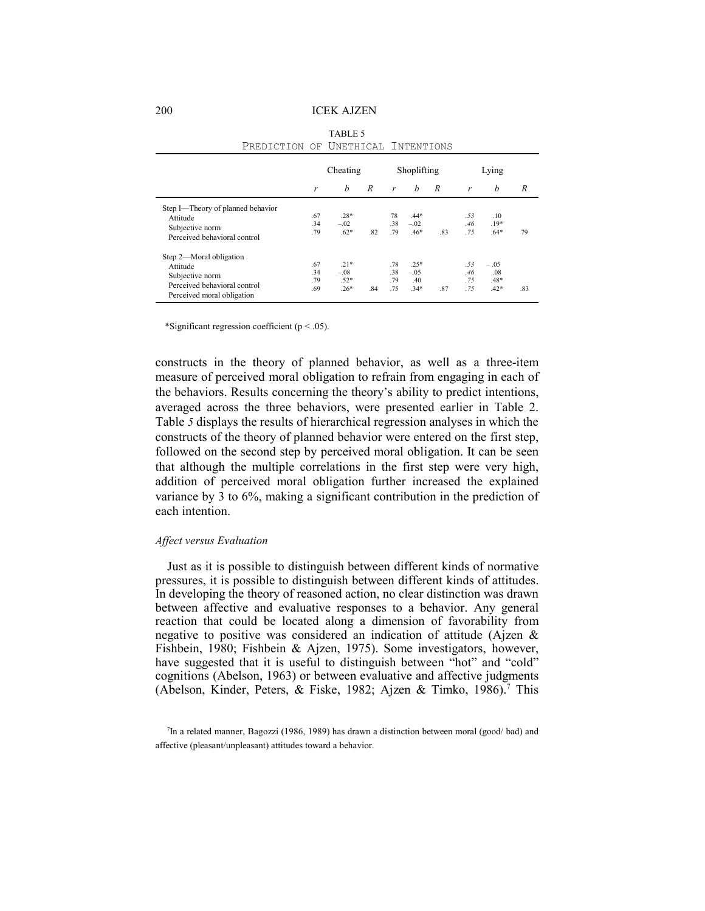TABLE 5

PREDICTION OF UNETHICAL INTENTIONS

| | Cheating | | | Shoplifting | | | Lying | | |
|---|---|---|---|---|---|---|---|---|---|
| | *r* | *b* | *R* | *r* | *b* | *R* | *r* | *b* | *R* |
| Step I—Theory of planned behavior | | | | | | | | | |
| Attitude | .67 | .28* | | 78 | .44* | | .53 | .10 | |
| Subjective norm | .34 | –.02 | | .38 | –.02 | | .46 | .19* | |
| Perceived behavioral control | .79 | .62* | .82 | .79 | .46* | .83 | .75 | .64* | 79 |
| Step 2—Moral obligation | | | | | | | | | |
| Attitude | .67 | .21* | | .78 | .25* | | .53 | – .05 | |
| Subjective norm | .34 | –.08 | | .38 | –.05 | | .46 | .08 | |
| Perceived behavioral control | .79 | .52* | | .79 | .40 | | .75 | .48* | |
| Perceived moral obligation | .69 | .26* | .84 | .75 | .34* | .87 | .75 | .42* | .83 |

*Significant regression coefficient ($p < .05$).

constructs in the theory of planned behavior, as well as a three-item measure of perceived moral obligation to refrain from engaging in each of the behaviors. Results concerning the theory's ability to predict intentions, averaged across the three behaviors, were presented earlier in Table 2. Table *5* displays the results of hierarchical regression analyses in which the constructs of the theory of planned behavior were entered on the first step, followed on the second step by perceived moral obligation. It can be seen that although the multiple correlations in the first step were very high, addition of perceived moral obligation further increased the explained variance by 3 to 6%, making a significant contribution in the prediction of each intention.

### *Affect versus Evaluation*

Just as it is possible to distinguish between different kinds of normative pressures, it is possible to distinguish between different kinds of attitudes. In developing the theory of reasoned action, no clear distinction was drawn between affective and evaluative responses to a behavior. Any general reaction that could be located along a dimension of favorability from negative to positive was considered an indication of attitude (Ajzen & Fishbein, 1980; Fishbein & Ajzen, 1975). Some investigators, however, have suggested that it is useful to distinguish between "hot" and "cold" cognitions (Abelson, 1963) or between evaluative and affective judgments (Abelson, Kinder, Peters, & Fiske, 1982; Ajzen & Timko, 1986).[7] This

[7]In a related manner, Bagozzi (1986, 1989) has drawn a distinction between moral (good/ bad) and affective (pleasant/unpleasant) attitudes toward a behavior.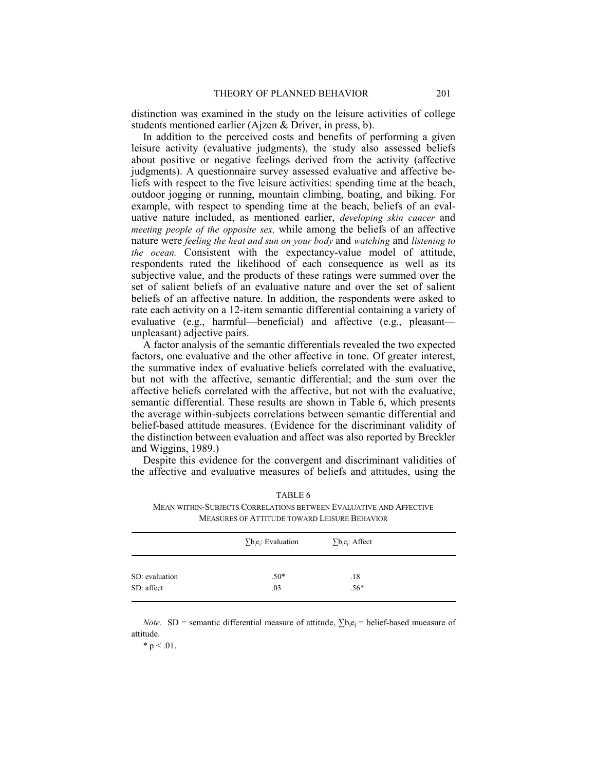distinction was examined in the study on the leisure activities of college students mentioned earlier (Ajzen & Driver, in press, b).

In addition to the perceived costs and benefits of performing a given leisure activity (evaluative judgments), the study also assessed beliefs about positive or negative feelings derived from the activity (affective judgments). A questionnaire survey assessed evaluative and affective beliefs with respect to the five leisure activities: spending time at the beach, outdoor jogging or running, mountain climbing, boating, and biking. For example, with respect to spending time at the beach, beliefs of an evaluative nature included, as mentioned earlier, *developing skin cancer* and *meeting people of the opposite sex,* while among the beliefs of an affective nature were *feeling the heat and sun on your body* and *watching* and *listening to the ocean.* Consistent with the expectancy-value model of attitude, respondents rated the likelihood of each consequence as well as its subjective value, and the products of these ratings were summed over the set of salient beliefs of an evaluative nature and over the set of salient beliefs of an affective nature. In addition, the respondents were asked to rate each activity on a 12-item semantic differential containing a variety of evaluative (e.g., harmful—beneficial) and affective (e.g., pleasant—unpleasant) adjective pairs.

A factor analysis of the semantic differentials revealed the two expected factors, one evaluative and the other affective in tone. Of greater interest, the summative index of evaluative beliefs correlated with the evaluative, but not with the affective, semantic differential; and the sum over the affective beliefs correlated with the affective, but not with the evaluative, semantic differential. These results are shown in Table 6, which presents the average within-subjects correlations between semantic differential and belief-based attitude measures. (Evidence for the discriminant validity of the distinction between evaluation and affect was also reported by Breckler and Wiggins, 1989.)

Despite this evidence for the convergent and discriminant validities of the affective and evaluative measures of beliefs and attitudes, using the

TABLE 6

MEAN WITHIN-SUBJECTS CORRELATIONS BETWEEN EVALUATIVE AND AFFECTIVE MEASURES OF ATTITUDE TOWARD LEISURE BEHAVIOR

| | $\sum b_i e_i$: Evaluation | $\sum b_i e_i$: Affect |
|---|---|---|
| SD: evaluation | .50* | .18 |
| SD: affect | .03 | .56* |

*Note.* SD = semantic differential measure of attitude, $\sum b_i e_i$ = belief-based mueasure of attitude.

* $p < .01$.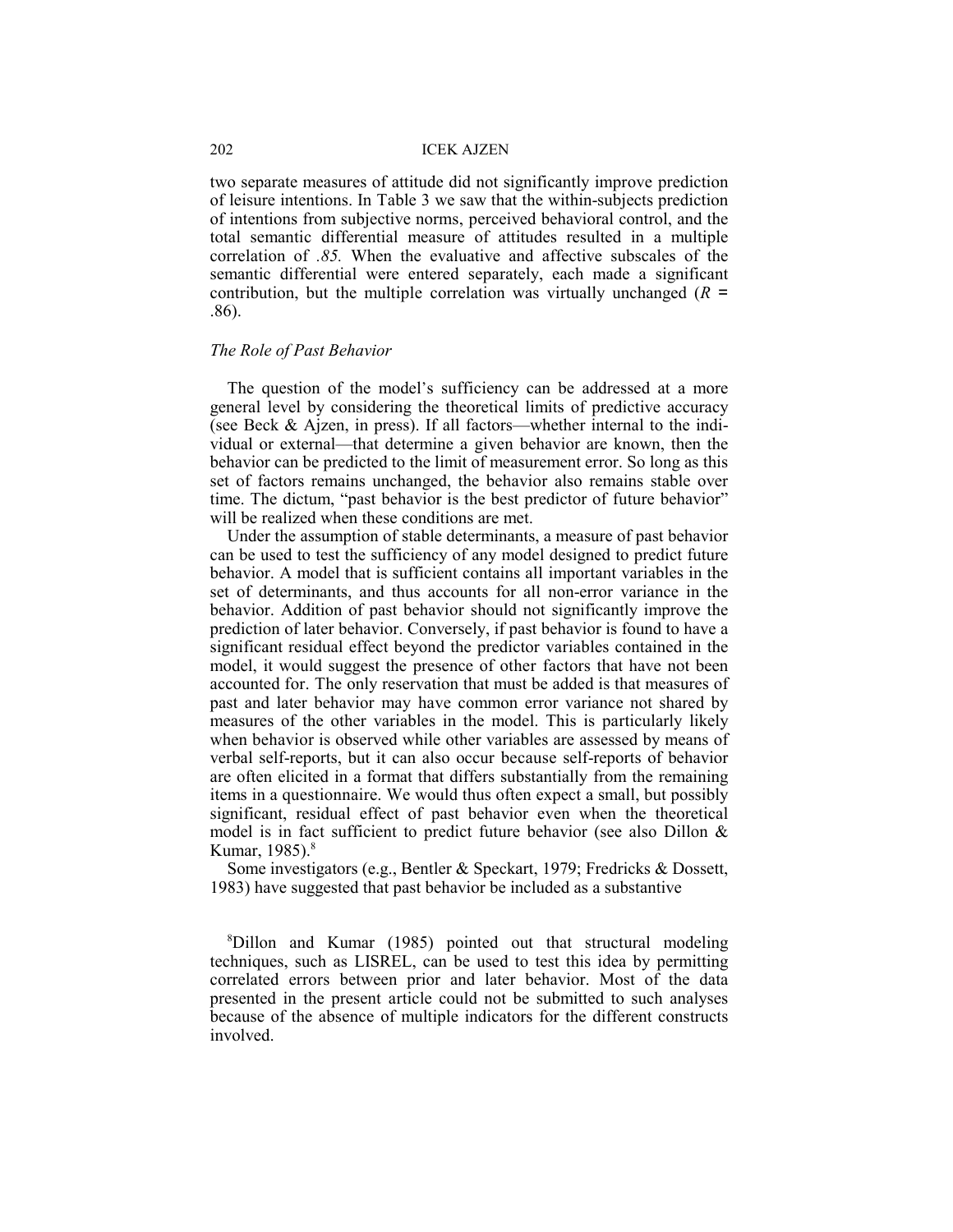two separate measures of attitude did not significantly improve prediction of leisure intentions. In Table 3 we saw that the within-subjects prediction of intentions from subjective norms, perceived behavioral control, and the total semantic differential measure of attitudes resulted in a multiple correlation of *.85.* When the evaluative and affective subscales of the semantic differential were entered separately, each made a significant contribution, but the multiple correlation was virtually unchanged ($R$ = .86).

### *The Role of Past Behavior*

The question of the model's sufficiency can be addressed at a more general level by considering the theoretical limits of predictive accuracy (see Beck & Ajzen, in press). If all factors—whether internal to the individual or external—that determine a given behavior are known, then the behavior can be predicted to the limit of measurement error. So long as this set of factors remains unchanged, the behavior also remains stable over time. The dictum, "past behavior is the best predictor of future behavior" will be realized when these conditions are met.

Under the assumption of stable determinants, a measure of past behavior can be used to test the sufficiency of any model designed to predict future behavior. A model that is sufficient contains all important variables in the set of determinants, and thus accounts for all non-error variance in the behavior. Addition of past behavior should not significantly improve the prediction of later behavior. Conversely, if past behavior is found to have a significant residual effect beyond the predictor variables contained in the model, it would suggest the presence of other factors that have not been accounted for. The only reservation that must be added is that measures of past and later behavior may have common error variance not shared by measures of the other variables in the model. This is particularly likely when behavior is observed while other variables are assessed by means of verbal self-reports, but it can also occur because self-reports of behavior are often elicited in a format that differs substantially from the remaining items in a questionnaire. We would thus often expect a small, but possibly significant, residual effect of past behavior even when the theoretical model is in fact sufficient to predict future behavior (see also Dillon & Kumar, 1985).[8]

Some investigators (e.g., Bentler & Speckart, 1979; Fredricks & Dossett, 1983) have suggested that past behavior be included as a substantive

[8]Dillon and Kumar (1985) pointed out that structural modeling techniques, such as LISREL, can be used to test this idea by permitting correlated errors between prior and later behavior. Most of the data presented in the present article could not be submitted to such analyses because of the absence of multiple indicators for the different constructs involved.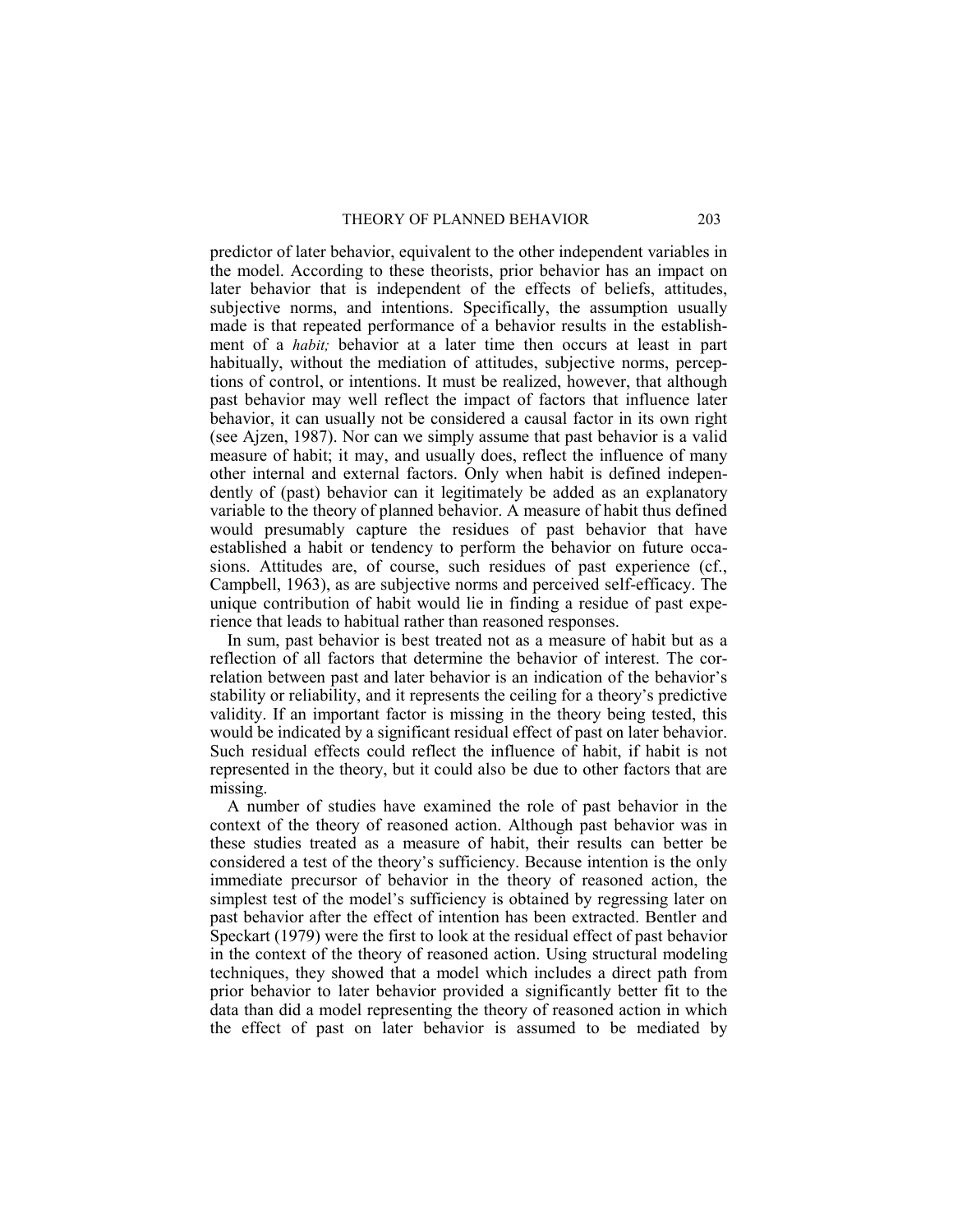predictor of later behavior, equivalent to the other independent variables in the model. According to these theorists, prior behavior has an impact on later behavior that is independent of the effects of beliefs, attitudes, subjective norms, and intentions. Specifically, the assumption usually made is that repeated performance of a behavior results in the establishment of a *habit;* behavior at a later time then occurs at least in part habitually, without the mediation of attitudes, subjective norms, perceptions of control, or intentions. It must be realized, however, that although past behavior may well reflect the impact of factors that influence later behavior, it can usually not be considered a causal factor in its own right (see Ajzen, 1987). Nor can we simply assume that past behavior is a valid measure of habit; it may, and usually does, reflect the influence of many other internal and external factors. Only when habit is defined independently of (past) behavior can it legitimately be added as an explanatory variable to the theory of planned behavior. A measure of habit thus defined would presumably capture the residues of past behavior that have established a habit or tendency to perform the behavior on future occasions. Attitudes are, of course, such residues of past experience (cf., Campbell, 1963), as are subjective norms and perceived self-efficacy. The unique contribution of habit would lie in finding a residue of past experience that leads to habitual rather than reasoned responses.

In sum, past behavior is best treated not as a measure of habit but as a reflection of all factors that determine the behavior of interest. The correlation between past and later behavior is an indication of the behavior's stability or reliability, and it represents the ceiling for a theory's predictive validity. If an important factor is missing in the theory being tested, this would be indicated by a significant residual effect of past on later behavior. Such residual effects could reflect the influence of habit, if habit is not represented in the theory, but it could also be due to other factors that are missing.

A number of studies have examined the role of past behavior in the context of the theory of reasoned action. Although past behavior was in these studies treated as a measure of habit, their results can better be considered a test of the theory's sufficiency. Because intention is the only immediate precursor of behavior in the theory of reasoned action, the simplest test of the model's sufficiency is obtained by regressing later on past behavior after the effect of intention has been extracted. Bentler and Speckart (1979) were the first to look at the residual effect of past behavior in the context of the theory of reasoned action. Using structural modeling techniques, they showed that a model which includes a direct path from prior behavior to later behavior provided a significantly better fit to the data than did a model representing the theory of reasoned action in which the effect of past on later behavior is assumed to be mediated by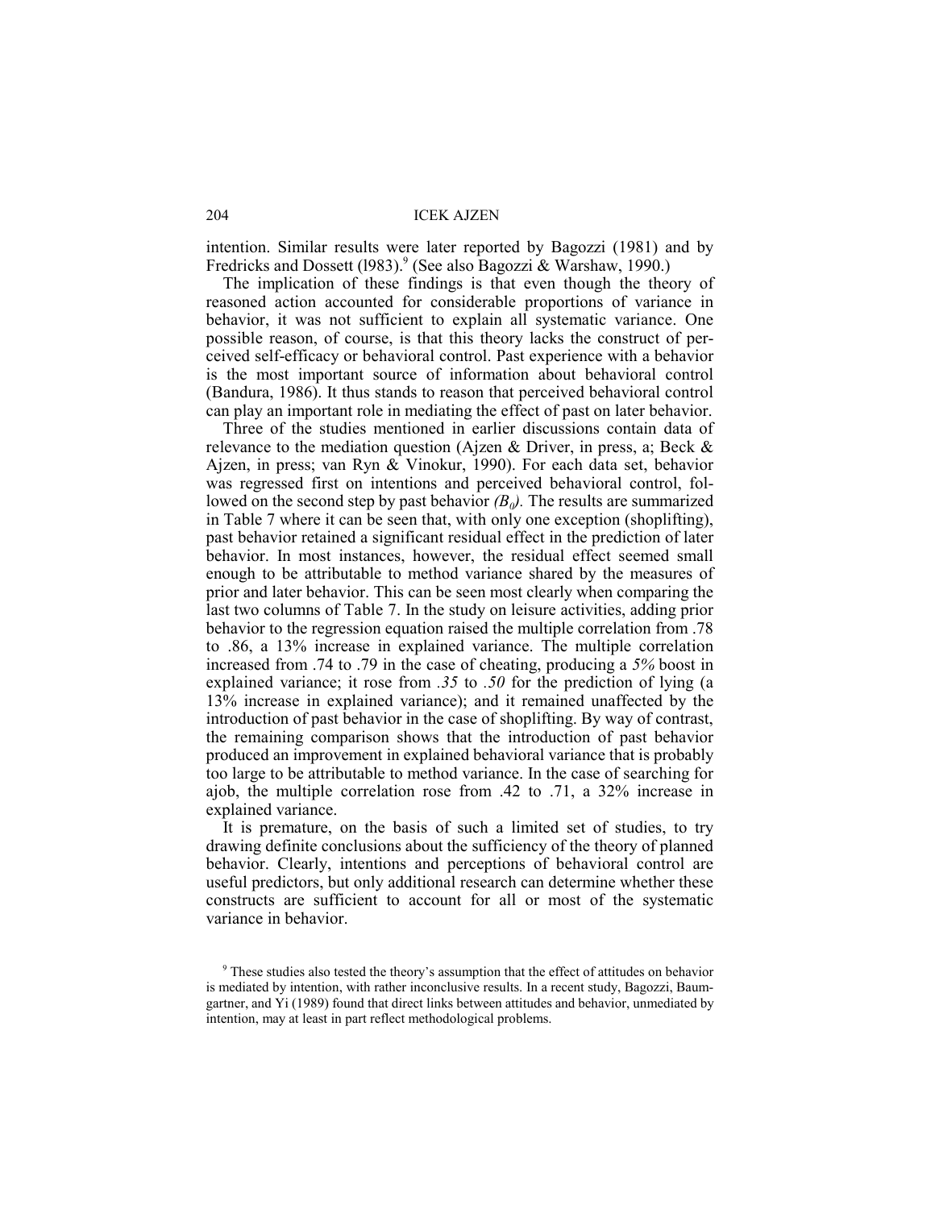intention. Similar results were later reported by Bagozzi (1981) and by Fredricks and Dossett (l983).[9] (See also Bagozzi & Warshaw, 1990.)

The implication of these findings is that even though the theory of reasoned action accounted for considerable proportions of variance in behavior, it was not sufficient to explain all systematic variance. One possible reason, of course, is that this theory lacks the construct of perceived self-efficacy or behavioral control. Past experience with a behavior is the most important source of information about behavioral control (Bandura, 1986). It thus stands to reason that perceived behavioral control can play an important role in mediating the effect of past on later behavior.

Three of the studies mentioned in earlier discussions contain data of relevance to the mediation question (Ajzen & Driver, in press, a; Beck & Ajzen, in press; van Ryn & Vinokur, 1990). For each data set, behavior was regressed first on intentions and perceived behavioral control, followed on the second step by past behavior *($B_0$)*. The results are summarized in Table 7 where it can be seen that, with only one exception (shoplifting), past behavior retained a significant residual effect in the prediction of later behavior. In most instances, however, the residual effect seemed small enough to be attributable to method variance shared by the measures of prior and later behavior. This can be seen most clearly when comparing the last two columns of Table 7. In the study on leisure activities, adding prior behavior to the regression equation raised the multiple correlation from .78 to .86, a 13% increase in explained variance. The multiple correlation increased from .74 to .79 in the case of cheating, producing a *5%* boost in explained variance; it rose from *.35* to *.50* for the prediction of lying (a 13% increase in explained variance); and it remained unaffected by the introduction of past behavior in the case of shoplifting. By way of contrast, the remaining comparison shows that the introduction of past behavior produced an improvement in explained behavioral variance that is probably too large to be attributable to method variance. In the case of searching for ajob, the multiple correlation rose from .42 to .71, a 32% increase in explained variance.

It is premature, on the basis of such a limited set of studies, to try drawing definite conclusions about the sufficiency of the theory of planned behavior. Clearly, intentions and perceptions of behavioral control are useful predictors, but only additional research can determine whether these constructs are sufficient to account for all or most of the systematic variance in behavior.

[9] These studies also tested the theory's assumption that the effect of attitudes on behavior is mediated by intention, with rather inconclusive results. In a recent study, Bagozzi, Baumgartner, and Yi (1989) found that direct links between attitudes and behavior, unmediated by intention, may at least in part reflect methodological problems.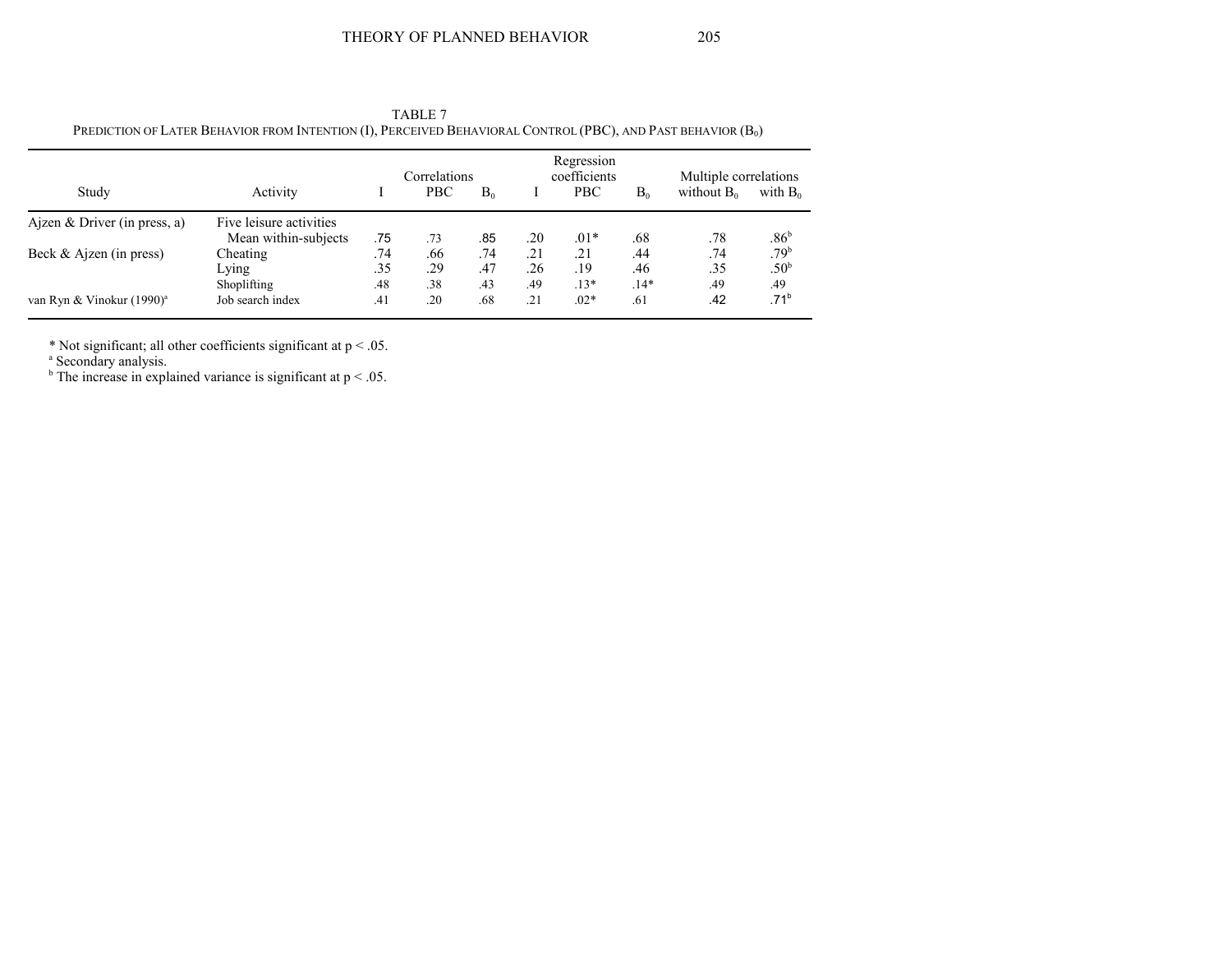TABLE 7

PREDICTION OF LATER BEHAVIOR FROM INTENTION (I), PERCEIVED BEHAVIORAL CONTROL (PBC), AND PAST BEHAVIOR ($B_0$)

| Study | Activity | Correlations | | | Regression coefficients | | | Multiple correlations | |
|---|---|---|---|---|---|---|---|---|---|
| | | I | PBC | $B_0$ | I | PBC | $B_0$ | without $B_0$ | with $B_0$ |
| Ajzen & Driver (in press, a) | Five leisure activities Mean within-subjects | .75 | .73 | .85 | .20 | .01* | .68 | .78 | .86[b] |
| Beck & Ajzen (in press) | Cheating | .74 | .66 | .74 | .21 | .21 | .44 | .74 | .79[b] |
| | Lying | .35 | .29 | .47 | .26 | .19 | .46 | .35 | .50[b] |
| | Shoplifting | .48 | .38 | .43 | .49 | .13* | .14* | .49 | .49 |
| van Ryn & Vinokur (1990)[a] | Job search index | .41 | .20 | .68 | .21 | .02* | .61 | .42 | .71[b] |

\* Not significant; all other coefficients significant at $p < .05$.

[a] Secondary analysis.

[b] The increase in explained variance is significant at $p < .05$.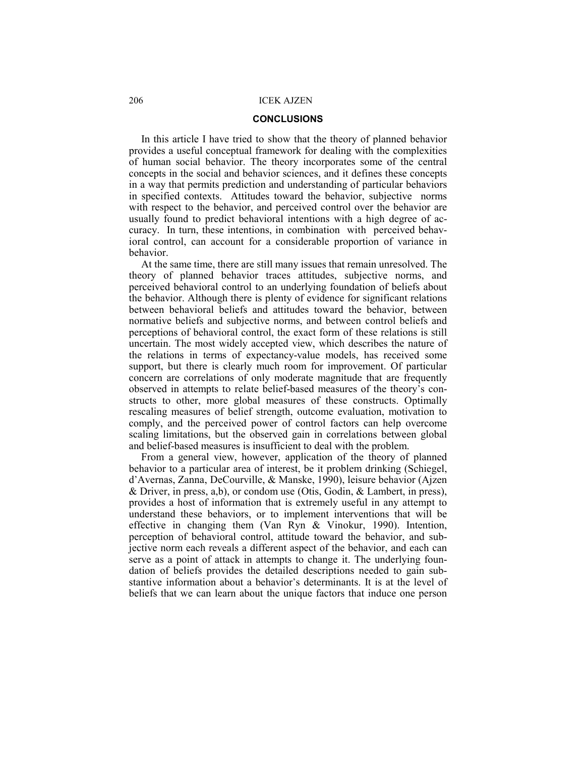## CONCLUSIONS

In this article I have tried to show that the theory of planned behavior provides a useful conceptual framework for dealing with the complexities of human social behavior. The theory incorporates some of the central concepts in the social and behavior sciences, and it defines these concepts in a way that permits prediction and understanding of particular behaviors in specified contexts. Attitudes toward the behavior, subjective norms with respect to the behavior, and perceived control over the behavior are usually found to predict behavioral intentions with a high degree of accuracy. In turn, these intentions, in combination with perceived behavioral control, can account for a considerable proportion of variance in behavior.

At the same time, there are still many issues that remain unresolved. The theory of planned behavior traces attitudes, subjective norms, and perceived behavioral control to an underlying foundation of beliefs about the behavior. Although there is plenty of evidence for significant relations between behavioral beliefs and attitudes toward the behavior, between normative beliefs and subjective norms, and between control beliefs and perceptions of behavioral control, the exact form of these relations is still uncertain. The most widely accepted view, which describes the nature of the relations in terms of expectancy-value models, has received some support, but there is clearly much room for improvement. Of particular concern are correlations of only moderate magnitude that are frequently observed in attempts to relate belief-based measures of the theory's constructs to other, more global measures of these constructs. Optimally rescaling measures of belief strength, outcome evaluation, motivation to comply, and the perceived power of control factors can help overcome scaling limitations, but the observed gain in correlations between global and belief-based measures is insufficient to deal with the problem.

From a general view, however, application of the theory of planned behavior to a particular area of interest, be it problem drinking (Schiegel, d'Avernas, Zanna, DeCourville, & Manske, 1990), leisure behavior (Ajzen & Driver, in press, a,b), or condom use (Otis, Godin, & Lambert, in press), provides a host of information that is extremely useful in any attempt to understand these behaviors, or to implement interventions that will be effective in changing them (Van Ryn & Vinokur, 1990). Intention, perception of behavioral control, attitude toward the behavior, and subjective norm each reveals a different aspect of the behavior, and each can serve as a point of attack in attempts to change it. The underlying foundation of beliefs provides the detailed descriptions needed to gain substantive information about a behavior's determinants. It is at the level of beliefs that we can learn about the unique factors that induce one person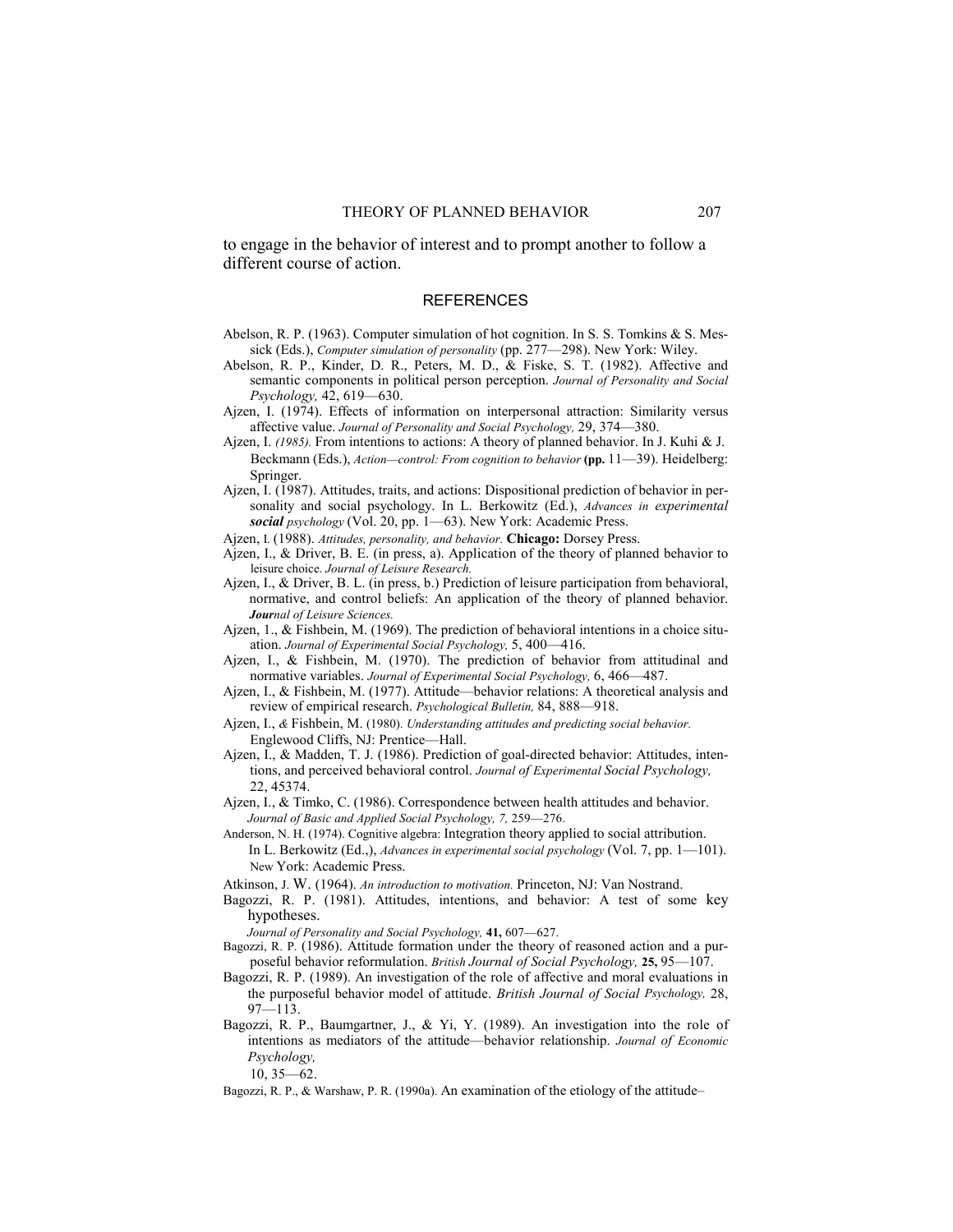to engage in the behavior of interest and to prompt another to follow a different course of action.

## REFERENCES

Abelson, R. P. (1963). Computer simulation of hot cognition. In S. S. Tomkins & S. Messick (Eds.), *Computer simulation of personality* (pp. 277—298). New York: Wiley.

Abelson, R. P., Kinder, D. R., Peters, M. D., & Fiske, S. T. (1982). Affective and semantic components in political person perception. *Journal of Personality and Social Psychology,* 42, 619—630.

Ajzen, I. (1974). Effects of information on interpersonal attraction: Similarity versus affective value. *Journal of Personality and Social Psychology,* 29, 374—380.

Ajzen, I. *(1985).* From intentions to actions: A theory of planned behavior. In J. Kuhi & J. Beckmann (Eds.), *Action—control: From cognition to behavior* **(pp.** 11—39). Heidelberg: Springer.

Ajzen, I. (1987). Attitudes, traits, and actions: Dispositional prediction of behavior in personality and social psychology. In L. Berkowitz (Ed.), *Advances in experimental* ***social*** *psychology* (Vol. 20, pp. 1—63). New York: Academic Press.

Ajzen, I. (1988). *Attitudes, personality, and behavior.* **Chicago:** Dorsey Press.

Ajzen, I., & Driver, B. E. (in press, a). Application of the theory of planned behavior to leisure choice. *Journal of Leisure Research.*

Ajzen, I., & Driver, B. L. (in press, b.) Prediction of leisure participation from behavioral, normative, and control beliefs: An application of the theory of planned behavior. ***Jour****nal of Leisure Sciences.*

Ajzen, 1., & Fishbein, M. (1969). The prediction of behavioral intentions in a choice situation. *Journal of Experimental Social Psychology,* 5, 400—416.

Ajzen, I., & Fishbein, M. (1970). The prediction of behavior from attitudinal and normative variables. *Journal of Experimental Social Psychology,* 6, 466—487.

Ajzen, I., & Fishbein, M. (1977). Attitude—behavior relations: A theoretical analysis and review of empirical research. *Psychological Bulletin,* 84, 888—918.

Ajzen, I., *&* Fishbein, M. (1980). *Understanding attitudes and predicting social behavior.* Englewood Cliffs, NJ: Prentice—Hall.

Ajzen, I., & Madden, T. J. (1986). Prediction of goal-directed behavior: Attitudes, intentions, and perceived behavioral control. *Journal of Experimental Social Psychology,* 22, 45374.

Ajzen, I., & Timko, C. (1986). Correspondence between health attitudes and behavior. *Journal of Basic and Applied Social Psychology, 7,* 259—276.

Anderson, N. H. (1974). Cognitive algebra: Integration theory applied to social attribution. In L. Berkowitz (Ed.,), *Advances in experimental social psychology* (Vol. 7, pp. 1—101). New York: Academic Press.

Atkinson, J. W. (1964). *An introduction to motivation.* Princeton, NJ: Van Nostrand.

Bagozzi, R. P. (1981). Attitudes, intentions, and behavior: A test of some key hypotheses. *Journal of Personality and Social Psychology,* **41,** 607—627.

Bagozzi, R. P. (1986). Attitude formation under the theory of reasoned action and a purposeful behavior reformulation. *British Journal of Social Psychology,* **25,** 95—107.

Bagozzi, R. P. (1989). An investigation of the role of affective and moral evaluations in the purposeful behavior model of attitude. *British Journal of Social Psychology,* 28, 97—113.

Bagozzi, R. P., Baumgartner, J., & Yi, Y. (1989). An investigation into the role of intentions as mediators of the attitude—behavior relationship. *Journal of Economic Psychology,* 10, 35—62.

Bagozzi, R. P., & Warshaw, P. R. (1990a). An examination of the etiology of the attitude–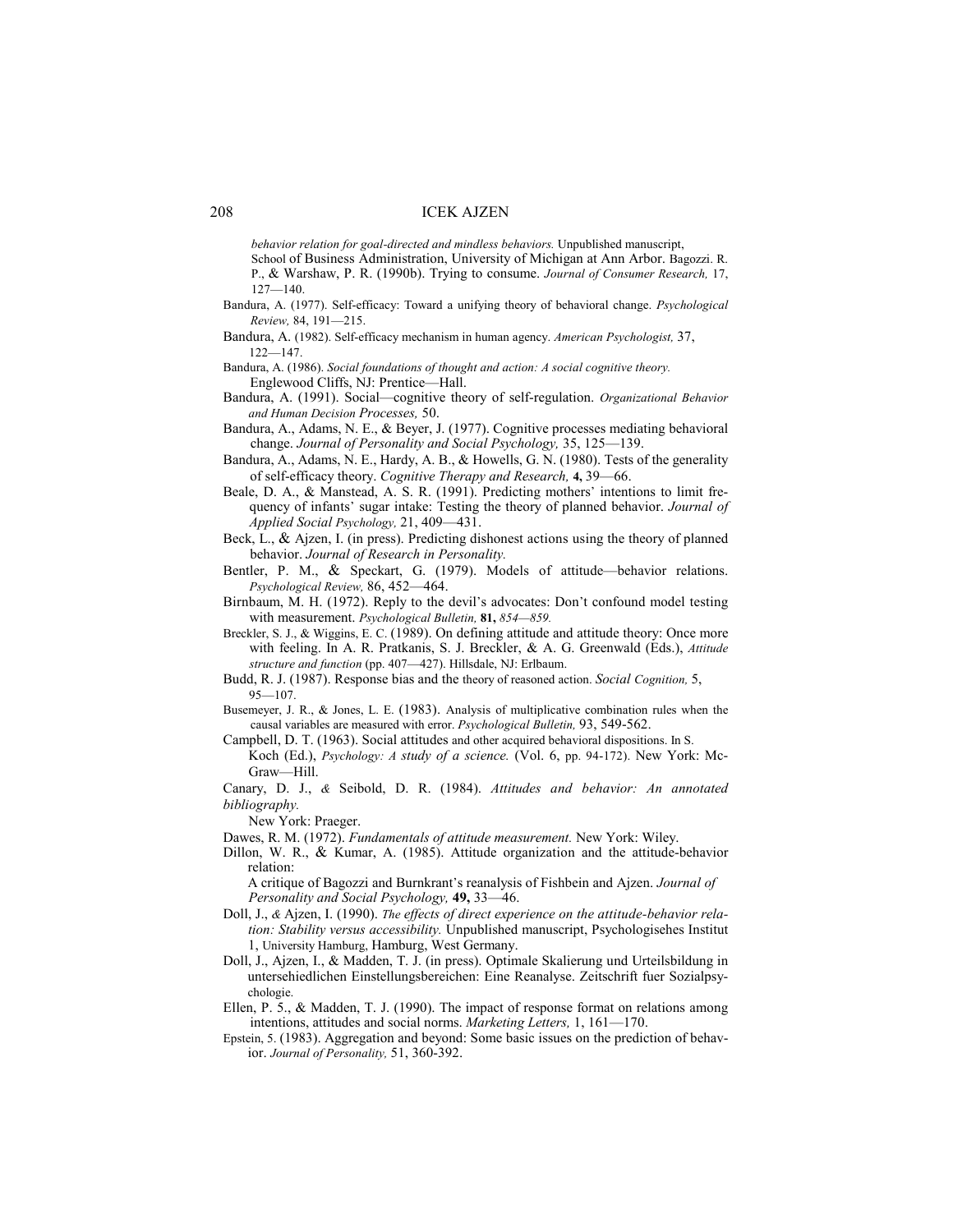*behavior relation for goal-directed and mindless behaviors.* Unpublished manuscript, School of Business Administration, University of Michigan at Ann Arbor. Bagozzi. R. P., & Warshaw, P. R. (1990b). Trying to consume. *Journal of Consumer Research,* 17, 127—140.

Bandura, A. (1977). Self-efficacy: Toward a unifying theory of behavioral change. *Psychological Review,* 84, 191—215.

Bandura, A. (1982). Self-efficacy mechanism in human agency. *American Psychologist,* 37, 122—147.

Bandura, A. (1986). *Social foundations of thought and action: A social cognitive theory.* Englewood Cliffs, NJ: Prentice—Hall.

Bandura, A. (1991). Social—cognitive theory of self-regulation. *Organizational Behavior and Human Decision Processes,* 50.

Bandura, A., Adams, N. E., & Beyer, J. (1977). Cognitive processes mediating behavioral change. *Journal of Personality and Social Psychology,* 35, 125—139.

Bandura, A., Adams, N. E., Hardy, A. B., & Howells, G. N. (1980). Tests of the generality of self-efficacy theory. *Cognitive Therapy and Research,* **4,** 39—66.

Beale, D. A., & Manstead, A. S. R. (1991). Predicting mothers' intentions to limit frequency of infants' sugar intake: Testing the theory of planned behavior. *Journal of Applied Social Psychology,* 21, 409—431.

Beck, L., & Ajzen, I. (in press). Predicting dishonest actions using the theory of planned behavior. *Journal of Research in Personality.*

Bentler, P. M., & Speckart, G. (1979). Models of attitude—behavior relations. *Psychological Review,* 86, 452—464.

Birnbaum, M. H. (1972). Reply to the devil's advocates: Don't confound model testing with measurement. *Psychological Bulletin,* **81,** *854—859.*

Breckler, S. J., & Wiggins, E. C. (1989). On defining attitude and attitude theory: Once more with feeling. In A. R. Pratkanis, S. J. Breckler, & A. G. Greenwald (Eds.), *Attitude structure and function* (pp. 407—427). Hillsdale, NJ: Erlbaum.

Budd, R. J. (1987). Response bias and the theory of reasoned action. *Social Cognition,* 5, 95—107.

Busemeyer, J. R., & Jones, L. E. (1983). Analysis of multiplicative combination rules when the causal variables are measured with error. *Psychological Bulletin,* 93, 549-562.

Campbell, D. T. (1963). Social attitudes and other acquired behavioral dispositions. In S. Koch (Ed.), *Psychology: A study of a science.* (Vol. 6, pp. 94-172). New York: McGraw—Hill.

Canary, D. J., & Seibold, D. R. (1984). *Attitudes and behavior: An annotated bibliography.* New York: Praeger.

Dawes, R. M. (1972). *Fundamentals of attitude measurement.* New York: Wiley.

Dillon, W. R., & Kumar, A. (1985). Attitude organization and the attitude-behavior relation: A critique of Bagozzi and Burnkrant's reanalysis of Fishbein and Ajzen. *Journal of Personality and Social Psychology,* **49,** 33—46.

Doll, J., & Ajzen, I. (1990). *The effects of direct experience on the attitude-behavior relation: Stability versus accessibility.* Unpublished manuscript, Psychologisehes Institut 1, University Hamburg, Hamburg, West Germany.

Doll, J., Ajzen, I., & Madden, T. J. (in press). Optimale Skalierung und Urteilsbildung in untersehiedlichen Einstellungsbereichen: Eine Reanalyse. Zeitschrift fuer Sozialpsychologie.

Ellen, P. 5., & Madden, T. J. (1990). The impact of response format on relations among intentions, attitudes and social norms. *Marketing Letters,* 1, 161—170.

Epstein, 5. (1983). Aggregation and beyond: Some basic issues on the prediction of behavior. *Journal of Personality,* 51, 360-392.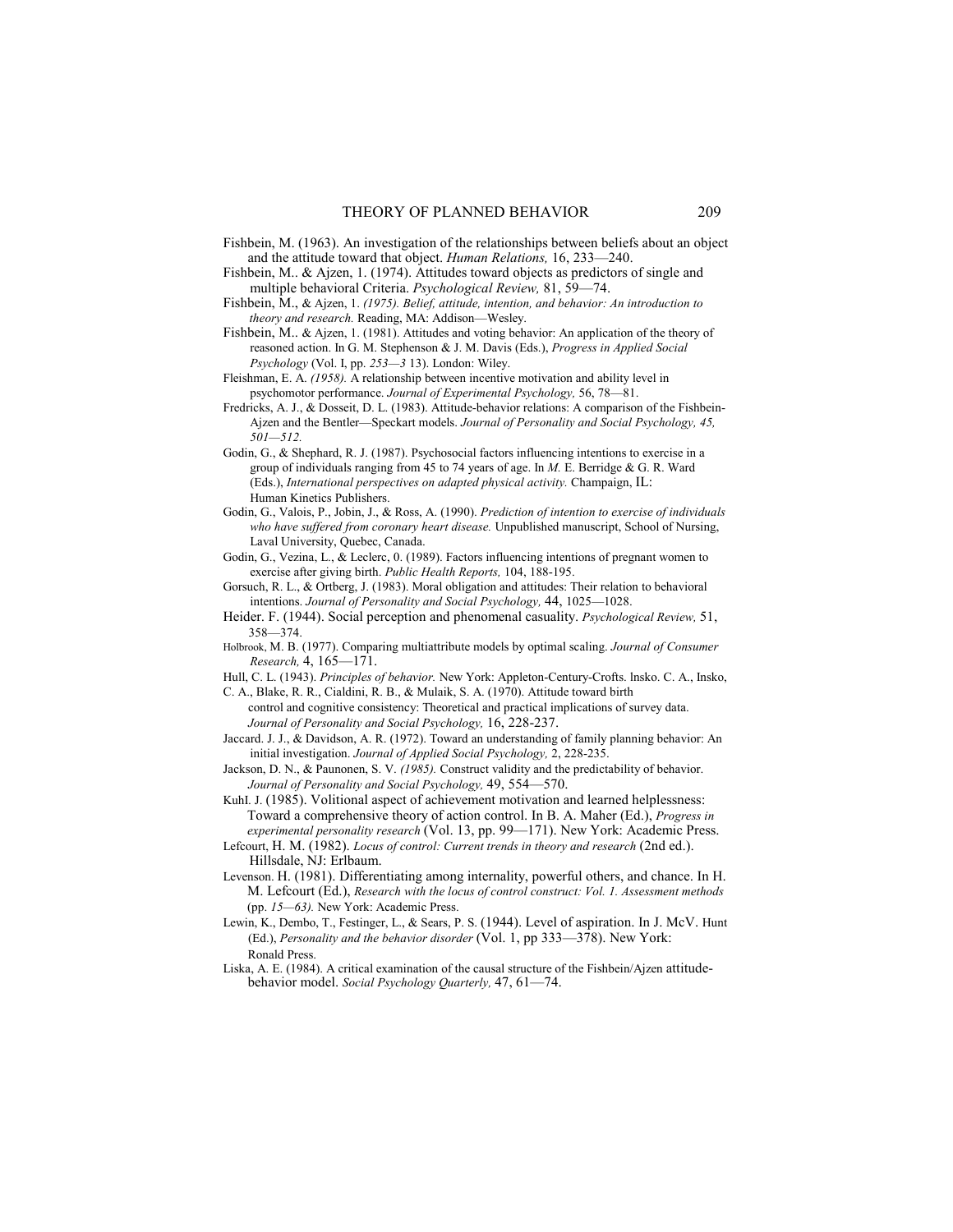Fishbein, M. (1963). An investigation of the relationships between beliefs about an object and the attitude toward that object. *Human Relations,* 16, 233—240.

Fishbein, M.. & Ajzen, 1. (1974). Attitudes toward objects as predictors of single and multiple behavioral Criteria. *Psychological Review,* 81, 59—74.

Fishbein, M., & Ajzen, 1. *(1975). Belief, attitude, intention, and behavior: An introduction to theory and research.* Reading, MA: Addison—Wesley.

Fishbein, M.. & Ajzen, 1. (1981). Attitudes and voting behavior: An application of the theory of reasoned action. In G. M. Stephenson & J. M. Davis (Eds.), *Progress in Applied Social Psychology* (Vol. I, pp. *253—3* 13). London: Wiley.

Fleishman, E. A. *(1958).* A relationship between incentive motivation and ability level in psychomotor performance. *Journal of Experimental Psychology,* 56, 78—81.

Fredricks, A. J., & Dosseit, D. L. (1983). Attitude-behavior relations: A comparison of the Fishbein-Ajzen and the Bentler—Speckart models. *Journal of Personality and Social Psychology, 45, 501—512.*

Godin, G., & Shephard, R. J. (1987). Psychosocial factors influencing intentions to exercise in a group of individuals ranging from 45 to 74 years of age. In *M.* E. Berridge & G. R. Ward (Eds.), *International perspectives on adapted physical activity.* Champaign, IL: Human Kinetics Publishers.

Godin, G., Valois, P., Jobin, J., & Ross, A. (1990). *Prediction of intention to exercise of individuals who have suffered from coronary heart disease.* Unpublished manuscript, School of Nursing, Laval University, Quebec, Canada.

Godin, G., Vezina, L., & Leclerc, 0. (1989). Factors influencing intentions of pregnant women to exercise after giving birth. *Public Health Reports,* 104, 188-195.

Gorsuch, R. L., & Ortberg, J. (1983). Moral obligation and attitudes: Their relation to behavioral intentions. *Journal of Personality and Social Psychology,* 44, 1025—1028.

Heider. F. (1944). Social perception and phenomenal casuality. *Psychological Review,* 51, 358—374.

Holbrook, M. B. (1977). Comparing multiattribute models by optimal scaling. *Journal of Consumer Research,* 4, 165—171.

Hull, C. L. (1943). *Principles of behavior.* New York: Appleton-Century-Crofts. lnsko. C. A., Insko, C. A., Blake, R. R., Cialdini, R. B., & Mulaik, S. A. (1970). Attitude toward birth control and cognitive consistency: Theoretical and practical implications of survey data. *Journal of Personality and Social Psychology,* 16, 228-237.

Jaccard. J. J., & Davidson, A. R. (1972). Toward an understanding of family planning behavior: An initial investigation. *Journal of Applied Social Psychology,* 2, 228-235.

Jackson, D. N., & Paunonen, S. V. *(1985).* Construct validity and the predictability of behavior. *Journal of Personality and Social Psychology,* 49, 554—570.

KuhI. J. (1985). Volitional aspect of achievement motivation and learned helplessness: Toward a comprehensive theory of action control. In B. A. Maher (Ed.), *Progress in experimental personality research* (Vol. 13, pp. 99—171). New York: Academic Press.

Lefcourt, H. M. (1982). *Locus of control: Current trends in theory and research* (2nd ed.). Hillsdale, NJ: Erlbaum.

Levenson. H. (1981). Differentiating among internality, powerful others, and chance. In H. M. Lefcourt (Ed.), *Research with the locus of control construct: Vol. 1. Assessment methods* (pp. *15—63).* New York: Academic Press.

Lewin, K., Dembo, T., Festinger, L., & Sears, P. S. (1944). Level of aspiration. In J. McV. Hunt (Ed.), *Personality and the behavior disorder* (Vol. 1, pp 333—378). New York: Ronald Press.

Liska, A. E. (1984). A critical examination of the causal structure of the Fishbein/Ajzen attitude-behavior model. *Social Psychology Quarterly,* 47, 61—74.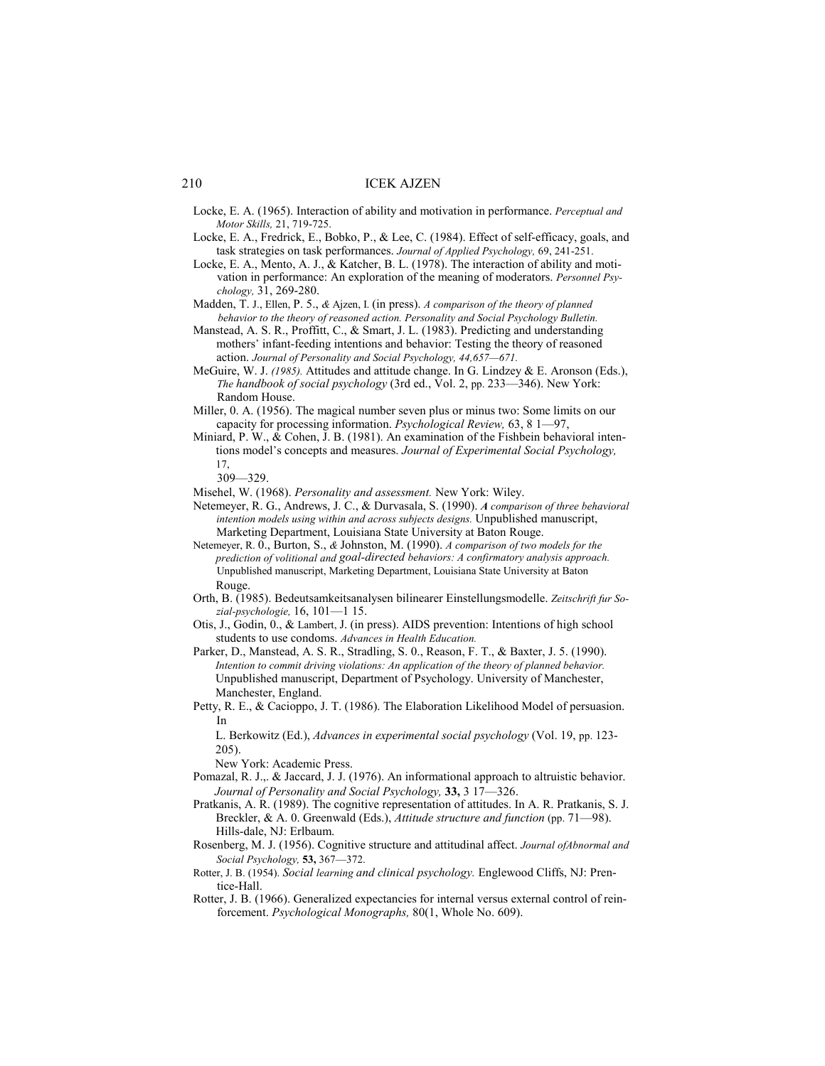Locke, E. A. (1965). Interaction of ability and motivation in performance. *Perceptual and Motor Skills,* 21, 719-725.

Locke, E. A., Fredrick, E., Bobko, P., & Lee, C. (1984). Effect of self-efficacy, goals, and task strategies on task performances. *Journal of Applied Psychology,* 69, 241-251.

Locke, E. A., Mento, A. J., & Katcher, B. L. (1978). The interaction of ability and motivation in performance: An exploration of the meaning of moderators. *Personnel Psychology,* 31, 269-280.

Madden, T. J., Ellen, P. 5., & Ajzen, I. (in press). *A comparison of the theory of planned behavior to the theory of reasoned action. Personality and Social Psychology Bulletin.*

Manstead, A. S. R., Proffitt, C., & Smart, J. L. (1983). Predicting and understanding mothers' infant-feeding intentions and behavior: Testing the theory of reasoned action. *Journal of Personality and Social Psychology, 44,657—671.*

MeGuire, W. J. *(1985).* Attitudes and attitude change. In G. Lindzey & E. Aronson (Eds.), *The handbook of social psychology* (3rd ed., Vol. 2, pp. 233—346). New York: Random House.

Miller, 0. A. (1956). The magical number seven plus or minus two: Some limits on our capacity for processing information. *Psychological Review,* 63, 8 1—97,

Miniard, P. W., & Cohen, J. B. (1981). An examination of the Fishbein behavioral intentions model's concepts and measures. *Journal of Experimental Social Psychology,* 17, 309—329.

Misehel, W. (1968). *Personality and assessment.* New York: Wiley.

Netemeyer, R. G., Andrews, J. C., & Durvasala, S. (1990). *A comparison of three behavioral intention models using within and across subjects designs.* Unpublished manuscript, Marketing Department, Louisiana State University at Baton Rouge.

Netemeyer, R. 0., Burton, S., & Johnston, M. (1990). *A comparison of two models for the prediction of volitional and goal-directed behaviors: A confirmatory analysis approach.* Unpublished manuscript, Marketing Department, Louisiana State University at Baton Rouge.

Orth, B. (1985). Bedeutsamkeitsanalysen bilinearer Einstellungsmodelle. *Zeitschrift fur Sozial-psychologie,* 16, 101—1 15.

Otis, J., Godin, 0., & Lambert, J. (in press). AIDS prevention: Intentions of high school students to use condoms. *Advances in Health Education.*

Parker, D., Manstead, A. S. R., Stradling, S. 0., Reason, F. T., & Baxter, J. 5. (1990). *Intention to commit driving violations: An application of the theory of planned behavior.* Unpublished manuscript, Department of Psychology. University of Manchester, Manchester, England.

Petty, R. E., & Cacioppo, J. T. (1986). The Elaboration Likelihood Model of persuasion. In L. Berkowitz (Ed.), *Advances in experimental social psychology* (Vol. 19, pp. 123-205). New York: Academic Press.

Pomazal, R. J.,. & Jaccard, J. J. (1976). An informational approach to altruistic behavior. *Journal of Personality and Social Psychology,* **33,** 3 17—326.

Pratkanis, A. R. (1989). The cognitive representation of attitudes. In A. R. Pratkanis, S. J. Breckler, & A. 0. Greenwald (Eds.), *Attitude structure and function* (pp. 71—98). Hills-dale, NJ: Erlbaum.

Rosenberg, M. J. (1956). Cognitive structure and attitudinal affect. *Journal ofAbnormal and Social Psychology,* **53,** 367—372.

Rotter, J. B. (1954). *Social learning and clinical psychology.* Englewood Cliffs, NJ: Prentice-Hall.

Rotter, J. B. (1966). Generalized expectancies for internal versus external control of reinforcement. *Psychological Monographs,* 80(1, Whole No. 609).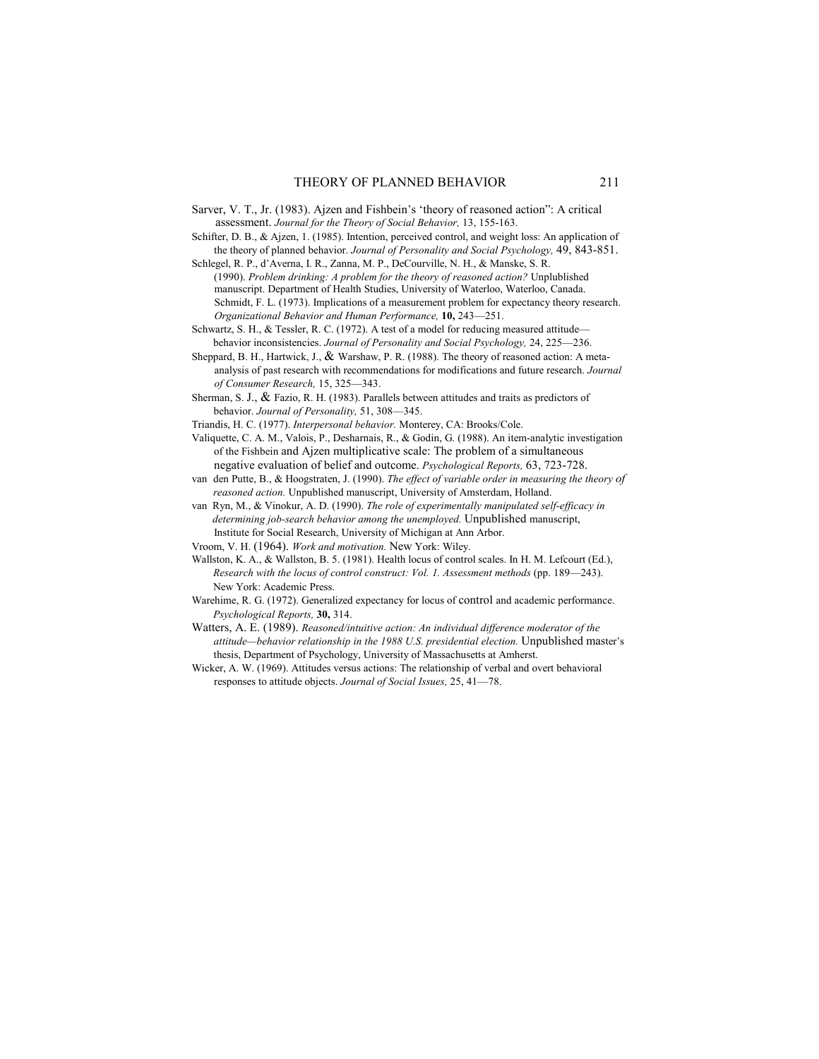Sarver, V. T., Jr. (1983). Ajzen and Fishbein's 'theory of reasoned action": A critical assessment. *Journal for the Theory of Social Behavior,* 13, 155-163.

Schifter, D. B., & Ajzen, 1. (1985). Intention, perceived control, and weight loss: An application of the theory of planned behavior. *Journal of Personality and Social Psychology,* 49, 843-851.

Schlegel, R. P., d'Averna, I. R., Zanna, M. P., DeCourville, N. H., & Manske, S. R. (1990). *Problem drinking: A problem for the theory of reasoned action?* Unplublished manuscript. Department of Health Studies, University of Waterloo, Waterloo, Canada.

Schmidt, F. L. (1973). Implications of a measurement problem for expectancy theory research. *Organizational Behavior and Human Performance,* **10,** 243—251.

Schwartz, S. H., & Tessler, R. C. (1972). A test of a model for reducing measured attitude—behavior inconsistencies. *Journal of Personality and Social Psychology,* 24, 225—236.

Sheppard, B. H., Hartwick, J., & Warshaw, P. R. (1988). The theory of reasoned action: A meta-analysis of past research with recommendations for modifications and future research. *Journal of Consumer Research,* 15, 325—343.

Sherman, S. J., & Fazio, R. H. (1983). Parallels between attitudes and traits as predictors of behavior. *Journal of Personality,* 51, 308—345.

Triandis, H. C. (1977). *Interpersonal behavior.* Monterey, CA: Brooks/Cole.

Valiquette, C. A. M., Valois, P., Desharnais, R., & Godin, G. (1988). An item-analytic investigation of the Fishbein and Ajzen multiplicative scale: The problem of a simultaneous negative evaluation of belief and outcome. *Psychological Reports,* 63, 723-728.

van den Putte, B., & Hoogstraten, J. (1990). *The effect of variable order in measuring the theory of reasoned action.* Unpublished manuscript, University of Amsterdam, Holland.

van Ryn, M., & Vinokur, A. D. (1990). *The role of experimentally manipulated self-efficacy in determining job-search behavior among the unemployed.* Unpublished manuscript, Institute for Social Research, University of Michigan at Ann Arbor.

Vroom, V. H. (1964). *Work and motivation.* New York: Wiley.

Wallston, K. A., & Wallston, B. 5. (1981). Health locus of control scales. In H. M. Lefcourt (Ed.), *Research with the locus of control construct: Vol. 1. Assessment methods* (pp. 189—243). New York: Academic Press.

Warehime, R. G. (1972). Generalized expectancy for locus of control and academic performance. *Psychological Reports,* **30,** 314.

Watters, A. E. (1989). *Reasoned/intuitive action: An individual difference moderator of the attitude—behavior relationship in the 1988 U.S. presidential election.* Unpublished master's thesis, Department of Psychology, University of Massachusetts at Amherst.

Wicker, A. W. (1969). Attitudes versus actions: The relationship of verbal and overt behavioral responses to attitude objects. *Journal of Social Issues,* 25, 41—78.